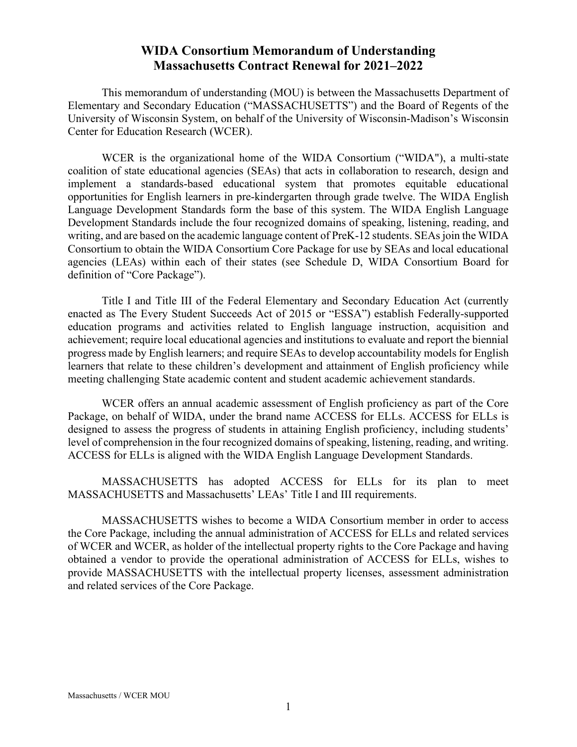# WIDA Consortium Memorandum of Understanding
# Massachusetts Contract Renewal for 2021–2022

This memorandum of understanding (MOU) is between the Massachusetts Department of Elementary and Secondary Education ("MASSACHUSETTS") and the Board of Regents of the University of Wisconsin System, on behalf of the University of Wisconsin-Madison's Wisconsin Center for Education Research (WCER).

WCER is the organizational home of the WIDA Consortium ("WIDA"), a multi-state coalition of state educational agencies (SEAs) that acts in collaboration to research, design and implement a standards-based educational system that promotes equitable educational opportunities for English learners in pre-kindergarten through grade twelve. The WIDA English Language Development Standards form the base of this system. The WIDA English Language Development Standards include the four recognized domains of speaking, listening, reading, and writing, and are based on the academic language content of PreK-12 students. SEAs join the WIDA Consortium to obtain the WIDA Consortium Core Package for use by SEAs and local educational agencies (LEAs) within each of their states (see Schedule D, WIDA Consortium Board for definition of "Core Package").

Title I and Title III of the Federal Elementary and Secondary Education Act (currently enacted as The Every Student Succeeds Act of 2015 or "ESSA") establish Federally-supported education programs and activities related to English language instruction, acquisition and achievement; require local educational agencies and institutions to evaluate and report the biennial progress made by English learners; and require SEAs to develop accountability models for English learners that relate to these children's development and attainment of English proficiency while meeting challenging State academic content and student academic achievement standards.

WCER offers an annual academic assessment of English proficiency as part of the Core Package, on behalf of WIDA, under the brand name ACCESS for ELLs. ACCESS for ELLs is designed to assess the progress of students in attaining English proficiency, including students' level of comprehension in the four recognized domains of speaking, listening, reading, and writing. ACCESS for ELLs is aligned with the WIDA English Language Development Standards.

MASSACHUSETTS has adopted ACCESS for ELLs for its plan to meet MASSACHUSETTS and Massachusetts' LEAs' Title I and III requirements.

MASSACHUSETTS wishes to become a WIDA Consortium member in order to access the Core Package, including the annual administration of ACCESS for ELLs and related services of WCER and WCER, as holder of the intellectual property rights to the Core Package and having obtained a vendor to provide the operational administration of ACCESS for ELLs, wishes to provide MASSACHUSETTS with the intellectual property licenses, assessment administration and related services of the Core Package.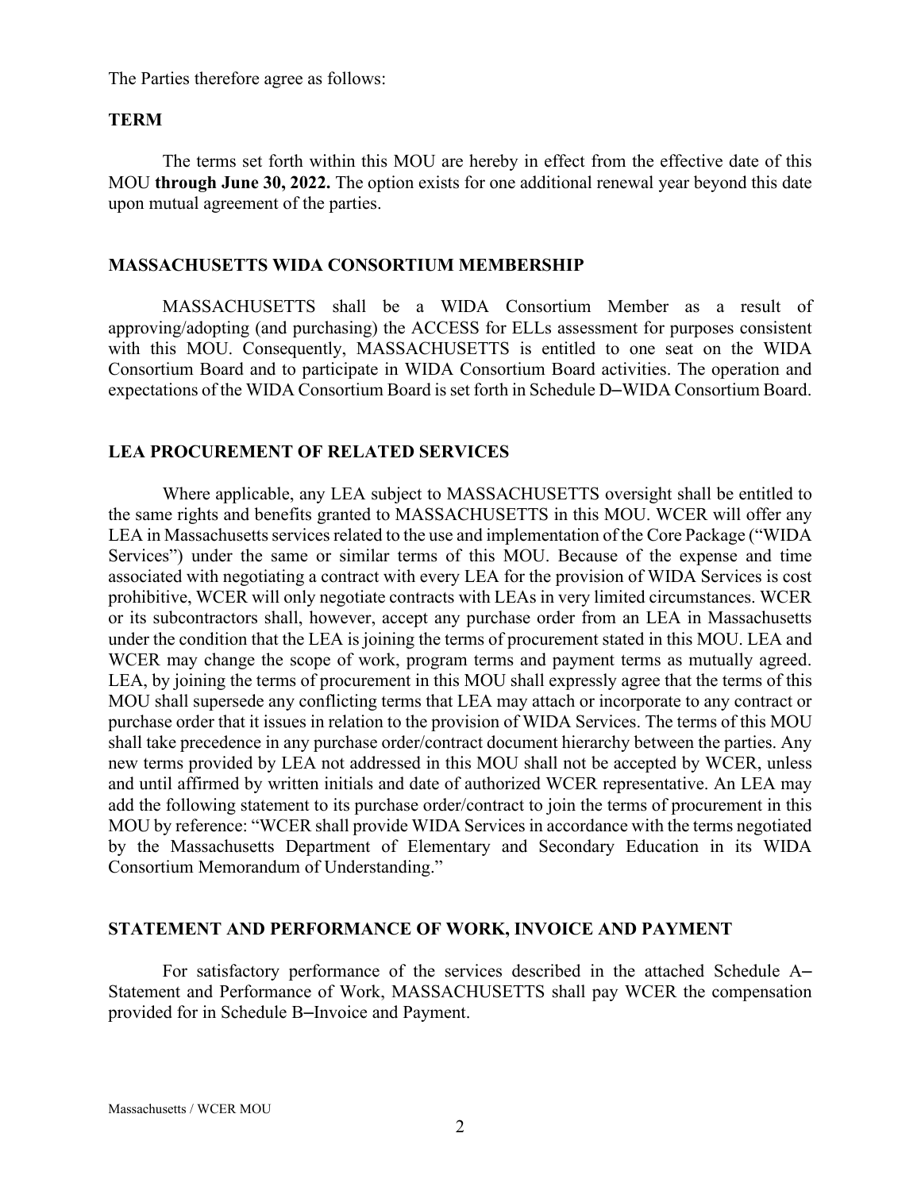The Parties therefore agree as follows:

## TERM

The terms set forth within this MOU are hereby in effect from the effective date of this MOU **through June 30, 2022.** The option exists for one additional renewal year beyond this date upon mutual agreement of the parties.

## MASSACHUSETTS WIDA CONSORTIUM MEMBERSHIP

MASSACHUSETTS shall be a WIDA Consortium Member as a result of approving/adopting (and purchasing) the ACCESS for ELLs assessment for purposes consistent with this MOU. Consequently, MASSACHUSETTS is entitled to one seat on the WIDA Consortium Board and to participate in WIDA Consortium Board activities. The operation and expectations of the WIDA Consortium Board is set forth in Schedule D–WIDA Consortium Board.

## LEA PROCUREMENT OF RELATED SERVICES

Where applicable, any LEA subject to MASSACHUSETTS oversight shall be entitled to the same rights and benefits granted to MASSACHUSETTS in this MOU. WCER will offer any LEA in Massachusetts services related to the use and implementation of the Core Package ("WIDA Services") under the same or similar terms of this MOU. Because of the expense and time associated with negotiating a contract with every LEA for the provision of WIDA Services is cost prohibitive, WCER will only negotiate contracts with LEAs in very limited circumstances. WCER or its subcontractors shall, however, accept any purchase order from an LEA in Massachusetts under the condition that the LEA is joining the terms of procurement stated in this MOU. LEA and WCER may change the scope of work, program terms and payment terms as mutually agreed. LEA, by joining the terms of procurement in this MOU shall expressly agree that the terms of this MOU shall supersede any conflicting terms that LEA may attach or incorporate to any contract or purchase order that it issues in relation to the provision of WIDA Services. The terms of this MOU shall take precedence in any purchase order/contract document hierarchy between the parties. Any new terms provided by LEA not addressed in this MOU shall not be accepted by WCER, unless and until affirmed by written initials and date of authorized WCER representative. An LEA may add the following statement to its purchase order/contract to join the terms of procurement in this MOU by reference: "WCER shall provide WIDA Services in accordance with the terms negotiated by the Massachusetts Department of Elementary and Secondary Education in its WIDA Consortium Memorandum of Understanding."

## STATEMENT AND PERFORMANCE OF WORK, INVOICE AND PAYMENT

For satisfactory performance of the services described in the attached Schedule A–Statement and Performance of Work, MASSACHUSETTS shall pay WCER the compensation provided for in Schedule B–Invoice and Payment.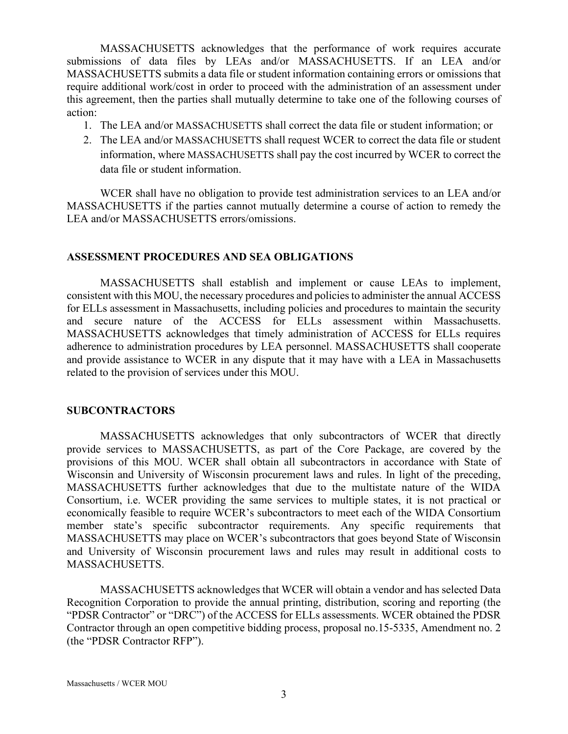MASSACHUSETTS acknowledges that the performance of work requires accurate submissions of data files by LEAs and/or MASSACHUSETTS. If an LEA and/or MASSACHUSETTS submits a data file or student information containing errors or omissions that require additional work/cost in order to proceed with the administration of an assessment under this agreement, then the parties shall mutually determine to take one of the following courses of action:

1. The LEA and/or MASSACHUSETTS shall correct the data file or student information; or
2. The LEA and/or MASSACHUSETTS shall request WCER to correct the data file or student information, where MASSACHUSETTS shall pay the cost incurred by WCER to correct the data file or student information.

WCER shall have no obligation to provide test administration services to an LEA and/or MASSACHUSETTS if the parties cannot mutually determine a course of action to remedy the LEA and/or MASSACHUSETTS errors/omissions.

## ASSESSMENT PROCEDURES AND SEA OBLIGATIONS

MASSACHUSETTS shall establish and implement or cause LEAs to implement, consistent with this MOU, the necessary procedures and policies to administer the annual ACCESS for ELLs assessment in Massachusetts, including policies and procedures to maintain the security and secure nature of the ACCESS for ELLs assessment within Massachusetts. MASSACHUSETTS acknowledges that timely administration of ACCESS for ELLs requires adherence to administration procedures by LEA personnel. MASSACHUSETTS shall cooperate and provide assistance to WCER in any dispute that it may have with a LEA in Massachusetts related to the provision of services under this MOU.

## SUBCONTRACTORS

MASSACHUSETTS acknowledges that only subcontractors of WCER that directly provide services to MASSACHUSETTS, as part of the Core Package, are covered by the provisions of this MOU. WCER shall obtain all subcontractors in accordance with State of Wisconsin and University of Wisconsin procurement laws and rules. In light of the preceding, MASSACHUSETTS further acknowledges that due to the multistate nature of the WIDA Consortium, i.e. WCER providing the same services to multiple states, it is not practical or economically feasible to require WCER's subcontractors to meet each of the WIDA Consortium member state's specific subcontractor requirements. Any specific requirements that MASSACHUSETTS may place on WCER's subcontractors that goes beyond State of Wisconsin and University of Wisconsin procurement laws and rules may result in additional costs to MASSACHUSETTS.

MASSACHUSETTS acknowledges that WCER will obtain a vendor and has selected Data Recognition Corporation to provide the annual printing, distribution, scoring and reporting (the "PDSR Contractor" or "DRC") of the ACCESS for ELLs assessments. WCER obtained the PDSR Contractor through an open competitive bidding process, proposal no.15-5335, Amendment no. 2 (the "PDSR Contractor RFP").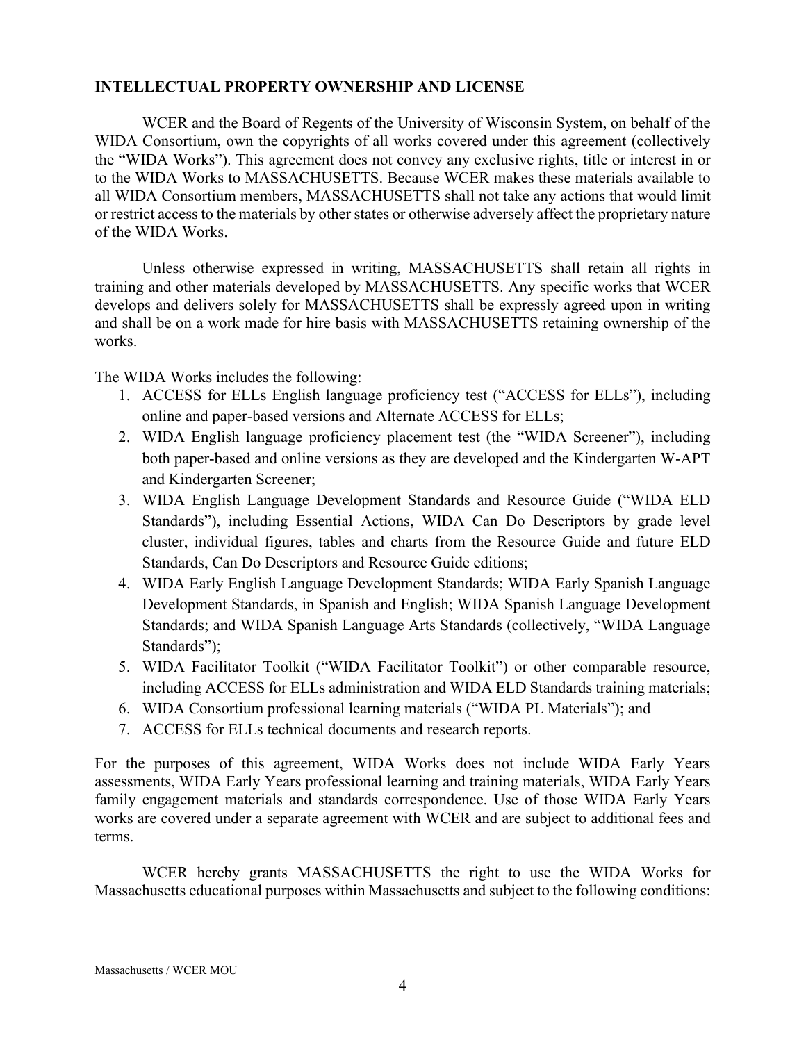## INTELLECTUAL PROPERTY OWNERSHIP AND LICENSE

WCER and the Board of Regents of the University of Wisconsin System, on behalf of the WIDA Consortium, own the copyrights of all works covered under this agreement (collectively the "WIDA Works"). This agreement does not convey any exclusive rights, title or interest in or to the WIDA Works to MASSACHUSETTS. Because WCER makes these materials available to all WIDA Consortium members, MASSACHUSETTS shall not take any actions that would limit or restrict access to the materials by other states or otherwise adversely affect the proprietary nature of the WIDA Works.

Unless otherwise expressed in writing, MASSACHUSETTS shall retain all rights in training and other materials developed by MASSACHUSETTS. Any specific works that WCER develops and delivers solely for MASSACHUSETTS shall be expressly agreed upon in writing and shall be on a work made for hire basis with MASSACHUSETTS retaining ownership of the works.

The WIDA Works includes the following:

1. ACCESS for ELLs English language proficiency test ("ACCESS for ELLs"), including online and paper-based versions and Alternate ACCESS for ELLs;
2. WIDA English language proficiency placement test (the "WIDA Screener"), including both paper-based and online versions as they are developed and the Kindergarten W-APT and Kindergarten Screener;
3. WIDA English Language Development Standards and Resource Guide ("WIDA ELD Standards"), including Essential Actions, WIDA Can Do Descriptors by grade level cluster, individual figures, tables and charts from the Resource Guide and future ELD Standards, Can Do Descriptors and Resource Guide editions;
4. WIDA Early English Language Development Standards; WIDA Early Spanish Language Development Standards, in Spanish and English; WIDA Spanish Language Development Standards; and WIDA Spanish Language Arts Standards (collectively, "WIDA Language Standards");
5. WIDA Facilitator Toolkit ("WIDA Facilitator Toolkit") or other comparable resource, including ACCESS for ELLs administration and WIDA ELD Standards training materials;
6. WIDA Consortium professional learning materials ("WIDA PL Materials"); and
7. ACCESS for ELLs technical documents and research reports.

For the purposes of this agreement, WIDA Works does not include WIDA Early Years assessments, WIDA Early Years professional learning and training materials, WIDA Early Years family engagement materials and standards correspondence. Use of those WIDA Early Years works are covered under a separate agreement with WCER and are subject to additional fees and terms.

WCER hereby grants MASSACHUSETTS the right to use the WIDA Works for Massachusetts educational purposes within Massachusetts and subject to the following conditions: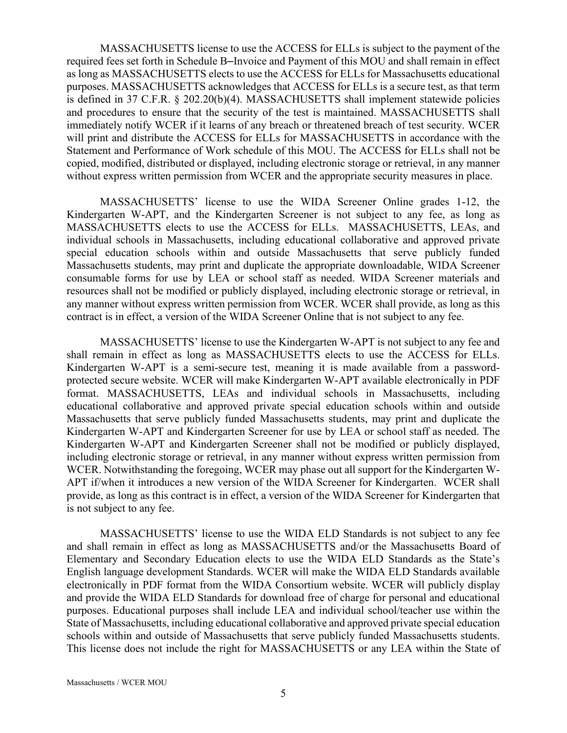MASSACHUSETTS license to use the ACCESS for ELLs is subject to the payment of the required fees set forth in Schedule B–Invoice and Payment of this MOU and shall remain in effect as long as MASSACHUSETTS elects to use the ACCESS for ELLs for Massachusetts educational purposes. MASSACHUSETTS acknowledges that ACCESS for ELLs is a secure test, as that term is defined in 37 C.F.R. § 202.20(b)(4). MASSACHUSETTS shall implement statewide policies and procedures to ensure that the security of the test is maintained. MASSACHUSETTS shall immediately notify WCER if it learns of any breach or threatened breach of test security. WCER will print and distribute the ACCESS for ELLs for MASSACHUSETTS in accordance with the Statement and Performance of Work schedule of this MOU. The ACCESS for ELLs shall not be copied, modified, distributed or displayed, including electronic storage or retrieval, in any manner without express written permission from WCER and the appropriate security measures in place.

MASSACHUSETTS' license to use the WIDA Screener Online grades 1-12, the Kindergarten W-APT, and the Kindergarten Screener is not subject to any fee, as long as MASSACHUSETTS elects to use the ACCESS for ELLs. MASSACHUSETTS, LEAs, and individual schools in Massachusetts, including educational collaborative and approved private special education schools within and outside Massachusetts that serve publicly funded Massachusetts students, may print and duplicate the appropriate downloadable, WIDA Screener consumable forms for use by LEA or school staff as needed. WIDA Screener materials and resources shall not be modified or publicly displayed, including electronic storage or retrieval, in any manner without express written permission from WCER. WCER shall provide, as long as this contract is in effect, a version of the WIDA Screener Online that is not subject to any fee.

MASSACHUSETTS' license to use the Kindergarten W-APT is not subject to any fee and shall remain in effect as long as MASSACHUSETTS elects to use the ACCESS for ELLs. Kindergarten W-APT is a semi-secure test, meaning it is made available from a password-protected secure website. WCER will make Kindergarten W-APT available electronically in PDF format. MASSACHUSETTS, LEAs and individual schools in Massachusetts, including educational collaborative and approved private special education schools within and outside Massachusetts that serve publicly funded Massachusetts students, may print and duplicate the Kindergarten W-APT and Kindergarten Screener for use by LEA or school staff as needed. The Kindergarten W-APT and Kindergarten Screener shall not be modified or publicly displayed, including electronic storage or retrieval, in any manner without express written permission from WCER. Notwithstanding the foregoing, WCER may phase out all support for the Kindergarten W-APT if/when it introduces a new version of the WIDA Screener for Kindergarten. WCER shall provide, as long as this contract is in effect, a version of the WIDA Screener for Kindergarten that is not subject to any fee.

MASSACHUSETTS' license to use the WIDA ELD Standards is not subject to any fee and shall remain in effect as long as MASSACHUSETTS and/or the Massachusetts Board of Elementary and Secondary Education elects to use the WIDA ELD Standards as the State's English language development Standards. WCER will make the WIDA ELD Standards available electronically in PDF format from the WIDA Consortium website. WCER will publicly display and provide the WIDA ELD Standards for download free of charge for personal and educational purposes. Educational purposes shall include LEA and individual school/teacher use within the State of Massachusetts, including educational collaborative and approved private special education schools within and outside of Massachusetts that serve publicly funded Massachusetts students. This license does not include the right for MASSACHUSETTS or any LEA within the State of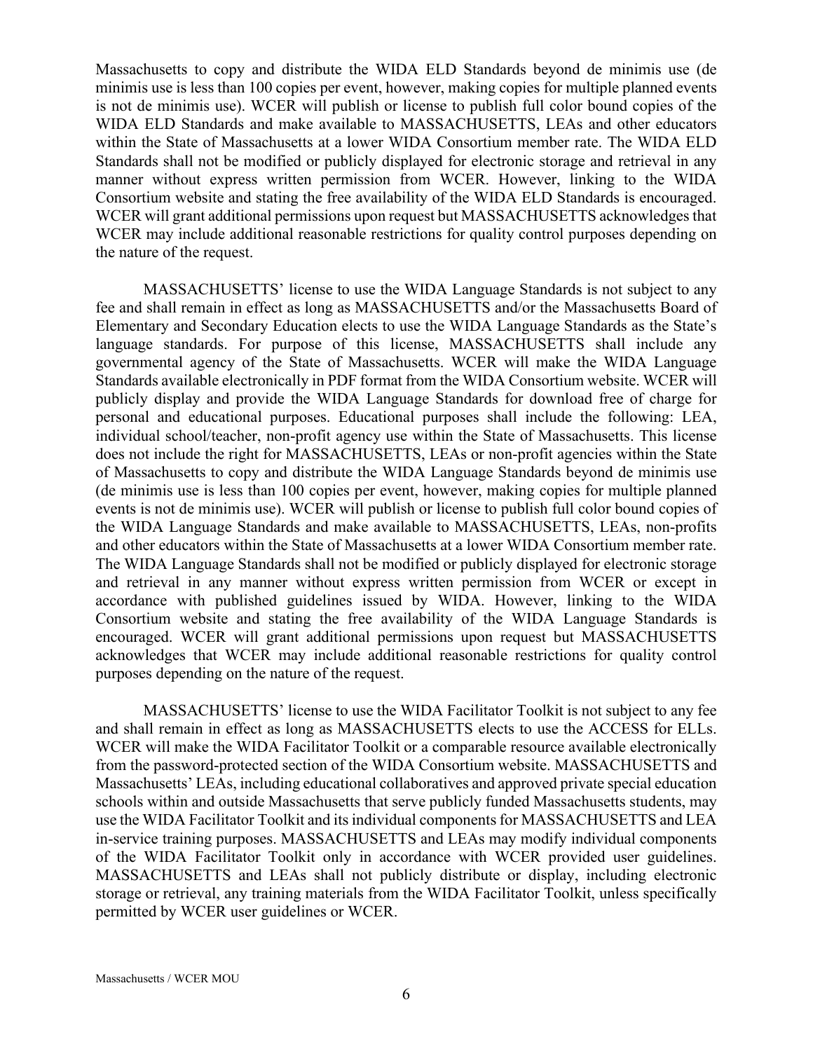Massachusetts to copy and distribute the WIDA ELD Standards beyond de minimis use (de minimis use is less than 100 copies per event, however, making copies for multiple planned events is not de minimis use). WCER will publish or license to publish full color bound copies of the WIDA ELD Standards and make available to MASSACHUSETTS, LEAs and other educators within the State of Massachusetts at a lower WIDA Consortium member rate. The WIDA ELD Standards shall not be modified or publicly displayed for electronic storage and retrieval in any manner without express written permission from WCER. However, linking to the WIDA Consortium website and stating the free availability of the WIDA ELD Standards is encouraged. WCER will grant additional permissions upon request but MASSACHUSETTS acknowledges that WCER may include additional reasonable restrictions for quality control purposes depending on the nature of the request.

MASSACHUSETTS' license to use the WIDA Language Standards is not subject to any fee and shall remain in effect as long as MASSACHUSETTS and/or the Massachusetts Board of Elementary and Secondary Education elects to use the WIDA Language Standards as the State's language standards. For purpose of this license, MASSACHUSETTS shall include any governmental agency of the State of Massachusetts. WCER will make the WIDA Language Standards available electronically in PDF format from the WIDA Consortium website. WCER will publicly display and provide the WIDA Language Standards for download free of charge for personal and educational purposes. Educational purposes shall include the following: LEA, individual school/teacher, non-profit agency use within the State of Massachusetts. This license does not include the right for MASSACHUSETTS, LEAs or non-profit agencies within the State of Massachusetts to copy and distribute the WIDA Language Standards beyond de minimis use (de minimis use is less than 100 copies per event, however, making copies for multiple planned events is not de minimis use). WCER will publish or license to publish full color bound copies of the WIDA Language Standards and make available to MASSACHUSETTS, LEAs, non-profits and other educators within the State of Massachusetts at a lower WIDA Consortium member rate. The WIDA Language Standards shall not be modified or publicly displayed for electronic storage and retrieval in any manner without express written permission from WCER or except in accordance with published guidelines issued by WIDA. However, linking to the WIDA Consortium website and stating the free availability of the WIDA Language Standards is encouraged. WCER will grant additional permissions upon request but MASSACHUSETTS acknowledges that WCER may include additional reasonable restrictions for quality control purposes depending on the nature of the request.

MASSACHUSETTS' license to use the WIDA Facilitator Toolkit is not subject to any fee and shall remain in effect as long as MASSACHUSETTS elects to use the ACCESS for ELLs. WCER will make the WIDA Facilitator Toolkit or a comparable resource available electronically from the password-protected section of the WIDA Consortium website. MASSACHUSETTS and Massachusetts' LEAs, including educational collaboratives and approved private special education schools within and outside Massachusetts that serve publicly funded Massachusetts students, may use the WIDA Facilitator Toolkit and its individual components for MASSACHUSETTS and LEA in-service training purposes. MASSACHUSETTS and LEAs may modify individual components of the WIDA Facilitator Toolkit only in accordance with WCER provided user guidelines. MASSACHUSETTS and LEAs shall not publicly distribute or display, including electronic storage or retrieval, any training materials from the WIDA Facilitator Toolkit, unless specifically permitted by WCER user guidelines or WCER.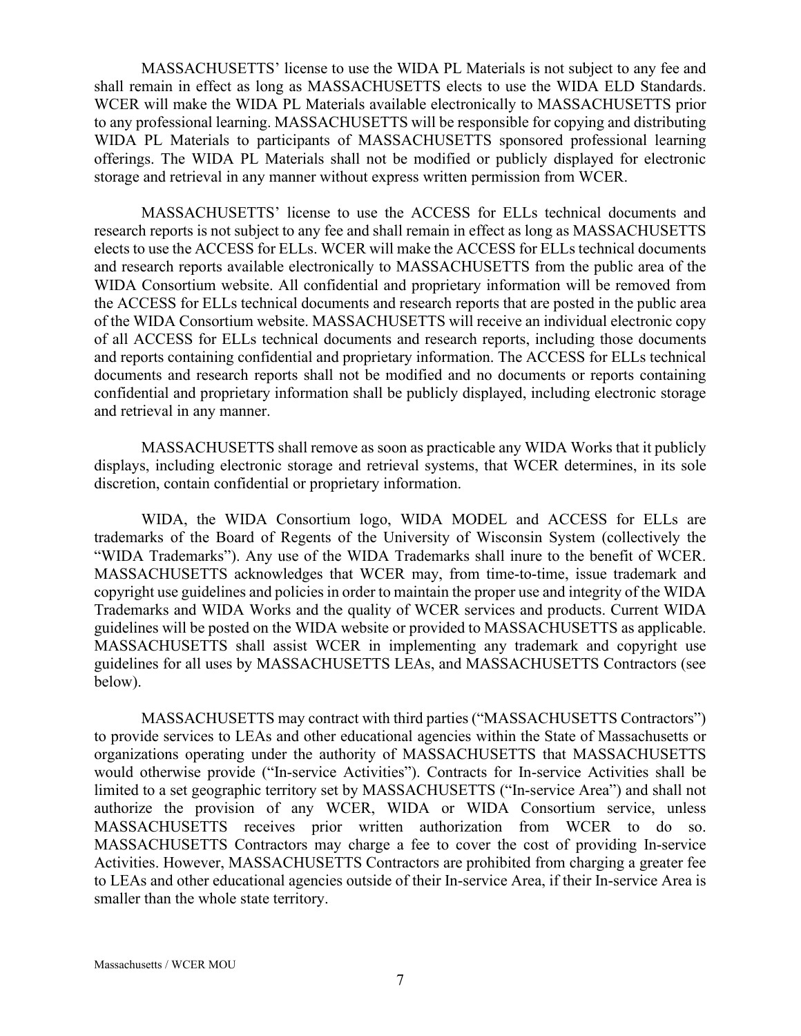MASSACHUSETTS' license to use the WIDA PL Materials is not subject to any fee and shall remain in effect as long as MASSACHUSETTS elects to use the WIDA ELD Standards. WCER will make the WIDA PL Materials available electronically to MASSACHUSETTS prior to any professional learning. MASSACHUSETTS will be responsible for copying and distributing WIDA PL Materials to participants of MASSACHUSETTS sponsored professional learning offerings. The WIDA PL Materials shall not be modified or publicly displayed for electronic storage and retrieval in any manner without express written permission from WCER.

MASSACHUSETTS' license to use the ACCESS for ELLs technical documents and research reports is not subject to any fee and shall remain in effect as long as MASSACHUSETTS elects to use the ACCESS for ELLs. WCER will make the ACCESS for ELLs technical documents and research reports available electronically to MASSACHUSETTS from the public area of the WIDA Consortium website. All confidential and proprietary information will be removed from the ACCESS for ELLs technical documents and research reports that are posted in the public area of the WIDA Consortium website. MASSACHUSETTS will receive an individual electronic copy of all ACCESS for ELLs technical documents and research reports, including those documents and reports containing confidential and proprietary information. The ACCESS for ELLs technical documents and research reports shall not be modified and no documents or reports containing confidential and proprietary information shall be publicly displayed, including electronic storage and retrieval in any manner.

MASSACHUSETTS shall remove as soon as practicable any WIDA Works that it publicly displays, including electronic storage and retrieval systems, that WCER determines, in its sole discretion, contain confidential or proprietary information.

WIDA, the WIDA Consortium logo, WIDA MODEL and ACCESS for ELLs are trademarks of the Board of Regents of the University of Wisconsin System (collectively the "WIDA Trademarks"). Any use of the WIDA Trademarks shall inure to the benefit of WCER. MASSACHUSETTS acknowledges that WCER may, from time-to-time, issue trademark and copyright use guidelines and policies in order to maintain the proper use and integrity of the WIDA Trademarks and WIDA Works and the quality of WCER services and products. Current WIDA guidelines will be posted on the WIDA website or provided to MASSACHUSETTS as applicable. MASSACHUSETTS shall assist WCER in implementing any trademark and copyright use guidelines for all uses by MASSACHUSETTS LEAs, and MASSACHUSETTS Contractors (see below).

MASSACHUSETTS may contract with third parties ("MASSACHUSETTS Contractors") to provide services to LEAs and other educational agencies within the State of Massachusetts or organizations operating under the authority of MASSACHUSETTS that MASSACHUSETTS would otherwise provide ("In-service Activities"). Contracts for In-service Activities shall be limited to a set geographic territory set by MASSACHUSETTS ("In-service Area") and shall not authorize the provision of any WCER, WIDA or WIDA Consortium service, unless MASSACHUSETTS receives prior written authorization from WCER to do so. MASSACHUSETTS Contractors may charge a fee to cover the cost of providing In-service Activities. However, MASSACHUSETTS Contractors are prohibited from charging a greater fee to LEAs and other educational agencies outside of their In-service Area, if their In-service Area is smaller than the whole state territory.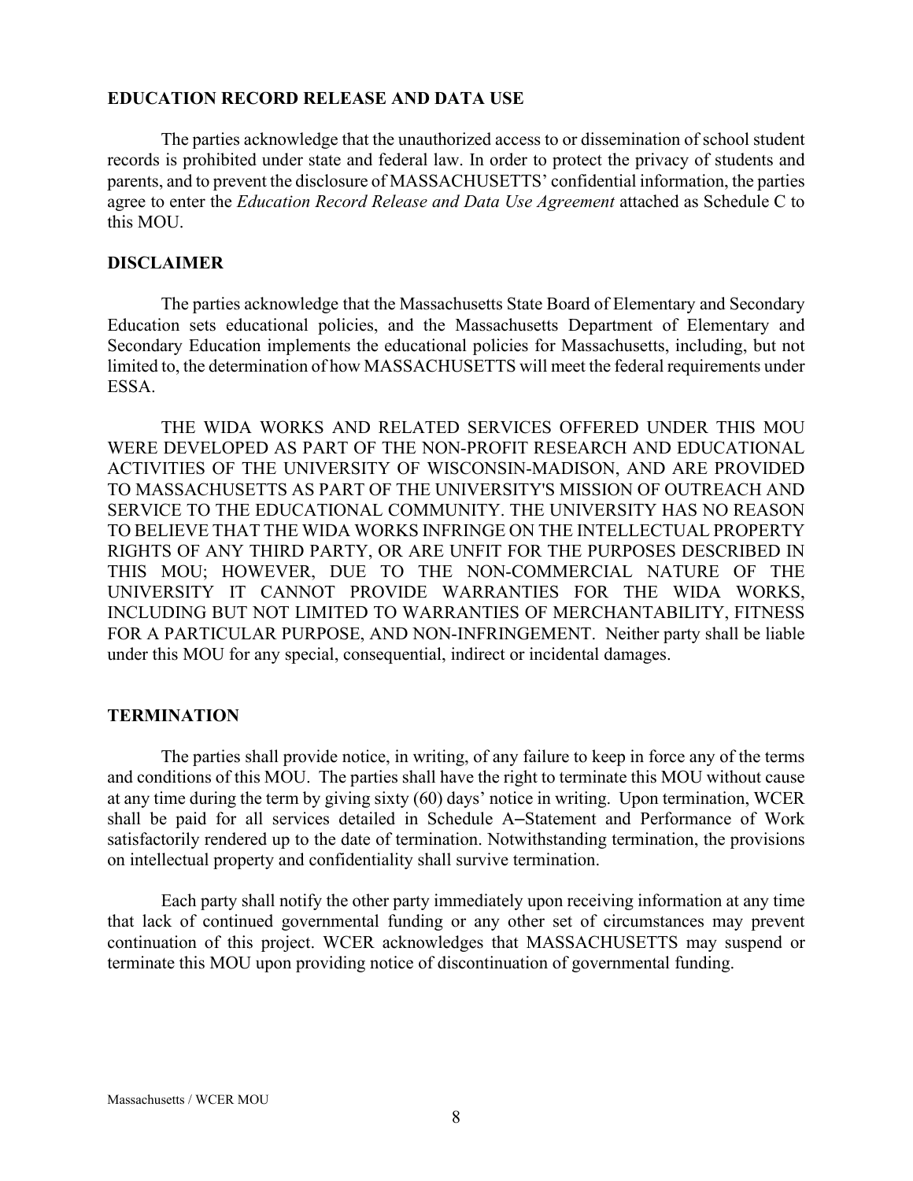**EDUCATION RECORD RELEASE AND DATA USE**

The parties acknowledge that the unauthorized access to or dissemination of school student records is prohibited under state and federal law. In order to protect the privacy of students and parents, and to prevent the disclosure of MASSACHUSETTS' confidential information, the parties agree to enter the *Education Record Release and Data Use Agreement* attached as Schedule C to this MOU.

**DISCLAIMER**

The parties acknowledge that the Massachusetts State Board of Elementary and Secondary Education sets educational policies, and the Massachusetts Department of Elementary and Secondary Education implements the educational policies for Massachusetts, including, but not limited to, the determination of how MASSACHUSETTS will meet the federal requirements under ESSA.

THE WIDA WORKS AND RELATED SERVICES OFFERED UNDER THIS MOU WERE DEVELOPED AS PART OF THE NON-PROFIT RESEARCH AND EDUCATIONAL ACTIVITIES OF THE UNIVERSITY OF WISCONSIN-MADISON, AND ARE PROVIDED TO MASSACHUSETTS AS PART OF THE UNIVERSITY'S MISSION OF OUTREACH AND SERVICE TO THE EDUCATIONAL COMMUNITY. THE UNIVERSITY HAS NO REASON TO BELIEVE THAT THE WIDA WORKS INFRINGE ON THE INTELLECTUAL PROPERTY RIGHTS OF ANY THIRD PARTY, OR ARE UNFIT FOR THE PURPOSES DESCRIBED IN THIS MOU; HOWEVER, DUE TO THE NON-COMMERCIAL NATURE OF THE UNIVERSITY IT CANNOT PROVIDE WARRANTIES FOR THE WIDA WORKS, INCLUDING BUT NOT LIMITED TO WARRANTIES OF MERCHANTABILITY, FITNESS FOR A PARTICULAR PURPOSE, AND NON-INFRINGEMENT. Neither party shall be liable under this MOU for any special, consequential, indirect or incidental damages.

**TERMINATION**

The parties shall provide notice, in writing, of any failure to keep in force any of the terms and conditions of this MOU. The parties shall have the right to terminate this MOU without cause at any time during the term by giving sixty (60) days' notice in writing. Upon termination, WCER shall be paid for all services detailed in Schedule A–Statement and Performance of Work satisfactorily rendered up to the date of termination. Notwithstanding termination, the provisions on intellectual property and confidentiality shall survive termination.

Each party shall notify the other party immediately upon receiving information at any time that lack of continued governmental funding or any other set of circumstances may prevent continuation of this project. WCER acknowledges that MASSACHUSETTS may suspend or terminate this MOU upon providing notice of discontinuation of governmental funding.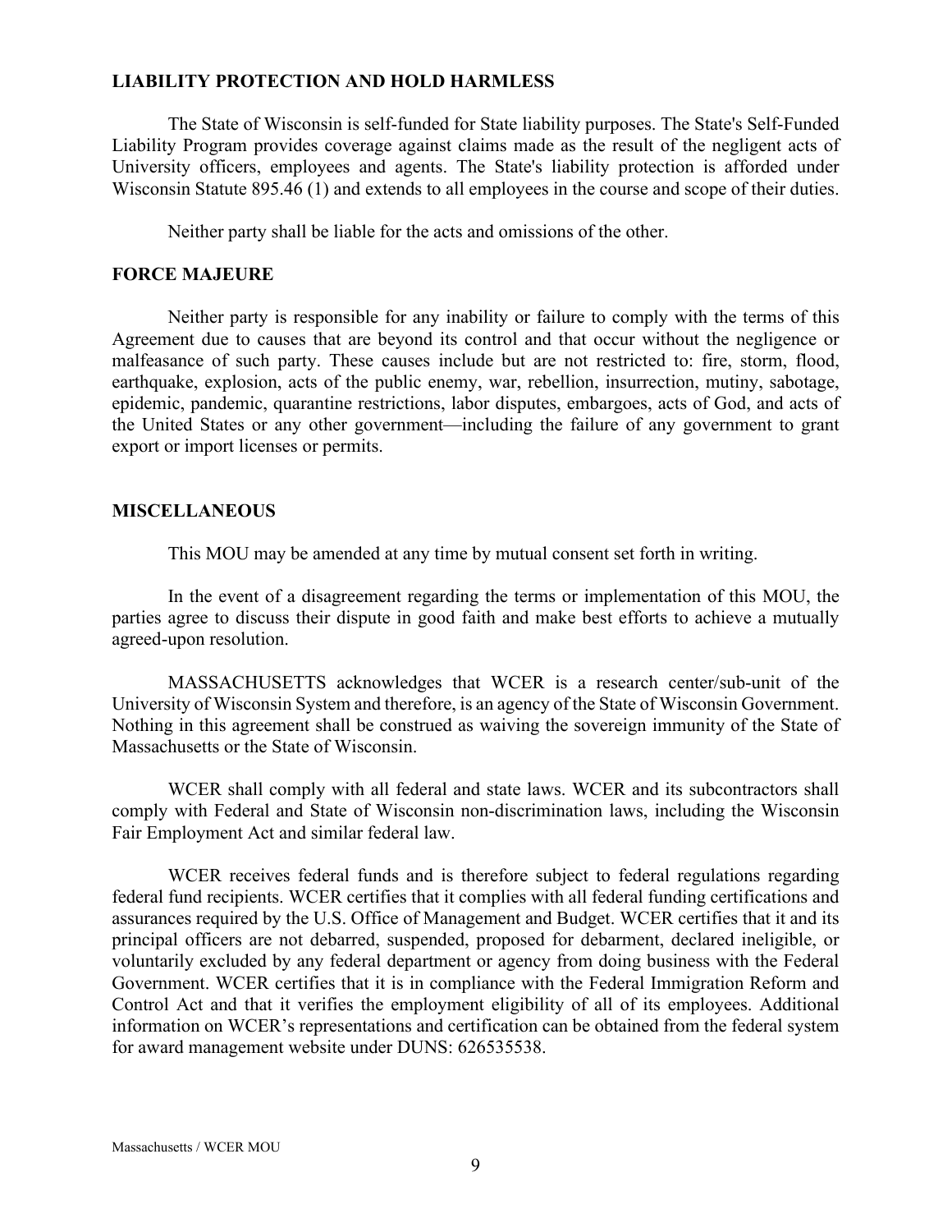## LIABILITY PROTECTION AND HOLD HARMLESS

The State of Wisconsin is self-funded for State liability purposes. The State's Self-Funded Liability Program provides coverage against claims made as the result of the negligent acts of University officers, employees and agents. The State's liability protection is afforded under Wisconsin Statute 895.46 (1) and extends to all employees in the course and scope of their duties.

Neither party shall be liable for the acts and omissions of the other.

## FORCE MAJEURE

Neither party is responsible for any inability or failure to comply with the terms of this Agreement due to causes that are beyond its control and that occur without the negligence or malfeasance of such party. These causes include but are not restricted to: fire, storm, flood, earthquake, explosion, acts of the public enemy, war, rebellion, insurrection, mutiny, sabotage, epidemic, pandemic, quarantine restrictions, labor disputes, embargoes, acts of God, and acts of the United States or any other government—including the failure of any government to grant export or import licenses or permits.

## MISCELLANEOUS

This MOU may be amended at any time by mutual consent set forth in writing.

In the event of a disagreement regarding the terms or implementation of this MOU, the parties agree to discuss their dispute in good faith and make best efforts to achieve a mutually agreed-upon resolution.

MASSACHUSETTS acknowledges that WCER is a research center/sub-unit of the University of Wisconsin System and therefore, is an agency of the State of Wisconsin Government. Nothing in this agreement shall be construed as waiving the sovereign immunity of the State of Massachusetts or the State of Wisconsin.

WCER shall comply with all federal and state laws. WCER and its subcontractors shall comply with Federal and State of Wisconsin non-discrimination laws, including the Wisconsin Fair Employment Act and similar federal law.

WCER receives federal funds and is therefore subject to federal regulations regarding federal fund recipients. WCER certifies that it complies with all federal funding certifications and assurances required by the U.S. Office of Management and Budget. WCER certifies that it and its principal officers are not debarred, suspended, proposed for debarment, declared ineligible, or voluntarily excluded by any federal department or agency from doing business with the Federal Government. WCER certifies that it is in compliance with the Federal Immigration Reform and Control Act and that it verifies the employment eligibility of all of its employees. Additional information on WCER's representations and certification can be obtained from the federal system for award management website under DUNS: 626535538.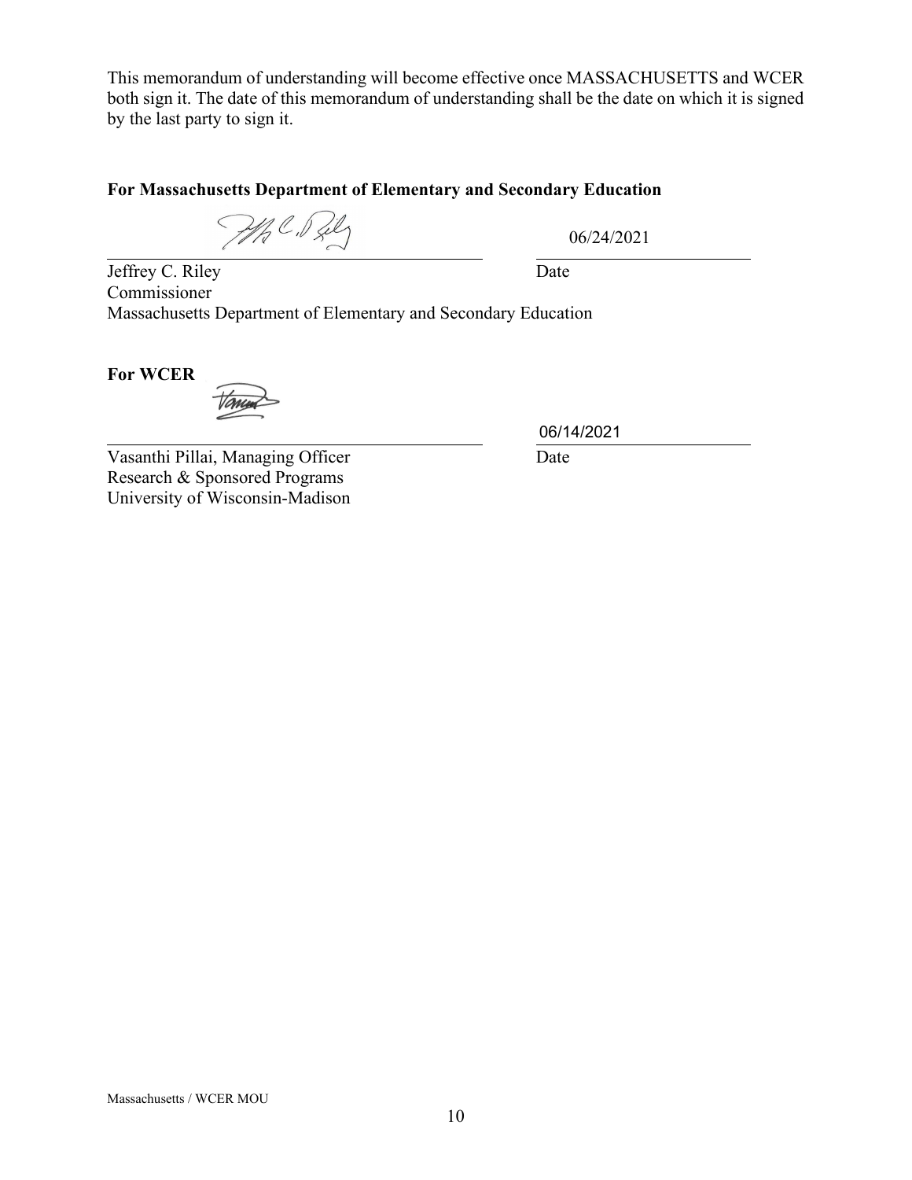This memorandum of understanding will become effective once MASSACHUSETTS and WCER both sign it. The date of this memorandum of understanding shall be the date on which it is signed by the last party to sign it.

**For Massachusetts Department of Elementary and Secondary Education**

06/24/2021

Jeffrey C. Riley
Commissioner
Massachusetts Department of Elementary and Secondary Education

Date

**For WCER**

06/14/2021

Vasanthi Pillai, Managing Officer
Research & Sponsored Programs
University of Wisconsin-Madison

Date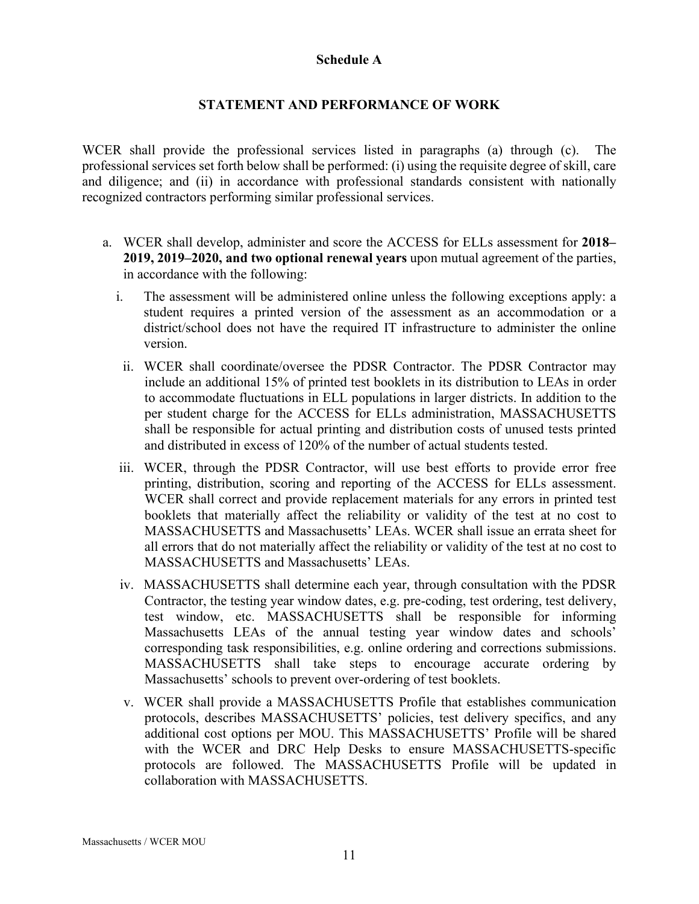## Schedule A

## STATEMENT AND PERFORMANCE OF WORK

WCER shall provide the professional services listed in paragraphs (a) through (c). The professional services set forth below shall be performed: (i) using the requisite degree of skill, care and diligence; and (ii) in accordance with professional standards consistent with nationally recognized contractors performing similar professional services.

a. WCER shall develop, administer and score the ACCESS for ELLs assessment for **2018–2019, 2019–2020, and two optional renewal years** upon mutual agreement of the parties, in accordance with the following:

   i. The assessment will be administered online unless the following exceptions apply: a student requires a printed version of the assessment as an accommodation or a district/school does not have the required IT infrastructure to administer the online version.

   ii. WCER shall coordinate/oversee the PDSR Contractor. The PDSR Contractor may include an additional 15% of printed test booklets in its distribution to LEAs in order to accommodate fluctuations in ELL populations in larger districts. In addition to the per student charge for the ACCESS for ELLs administration, MASSACHUSETTS shall be responsible for actual printing and distribution costs of unused tests printed and distributed in excess of 120% of the number of actual students tested.

   iii. WCER, through the PDSR Contractor, will use best efforts to provide error free printing, distribution, scoring and reporting of the ACCESS for ELLs assessment. WCER shall correct and provide replacement materials for any errors in printed test booklets that materially affect the reliability or validity of the test at no cost to MASSACHUSETTS and Massachusetts' LEAs. WCER shall issue an errata sheet for all errors that do not materially affect the reliability or validity of the test at no cost to MASSACHUSETTS and Massachusetts' LEAs.

   iv. MASSACHUSETTS shall determine each year, through consultation with the PDSR Contractor, the testing year window dates, e.g. pre-coding, test ordering, test delivery, test window, etc. MASSACHUSETTS shall be responsible for informing Massachusetts LEAs of the annual testing year window dates and schools' corresponding task responsibilities, e.g. online ordering and corrections submissions. MASSACHUSETTS shall take steps to encourage accurate ordering by Massachusetts' schools to prevent over-ordering of test booklets.

   v. WCER shall provide a MASSACHUSETTS Profile that establishes communication protocols, describes MASSACHUSETTS' policies, test delivery specifics, and any additional cost options per MOU. This MASSACHUSETTS' Profile will be shared with the WCER and DRC Help Desks to ensure MASSACHUSETTS-specific protocols are followed. The MASSACHUSETTS Profile will be updated in collaboration with MASSACHUSETTS.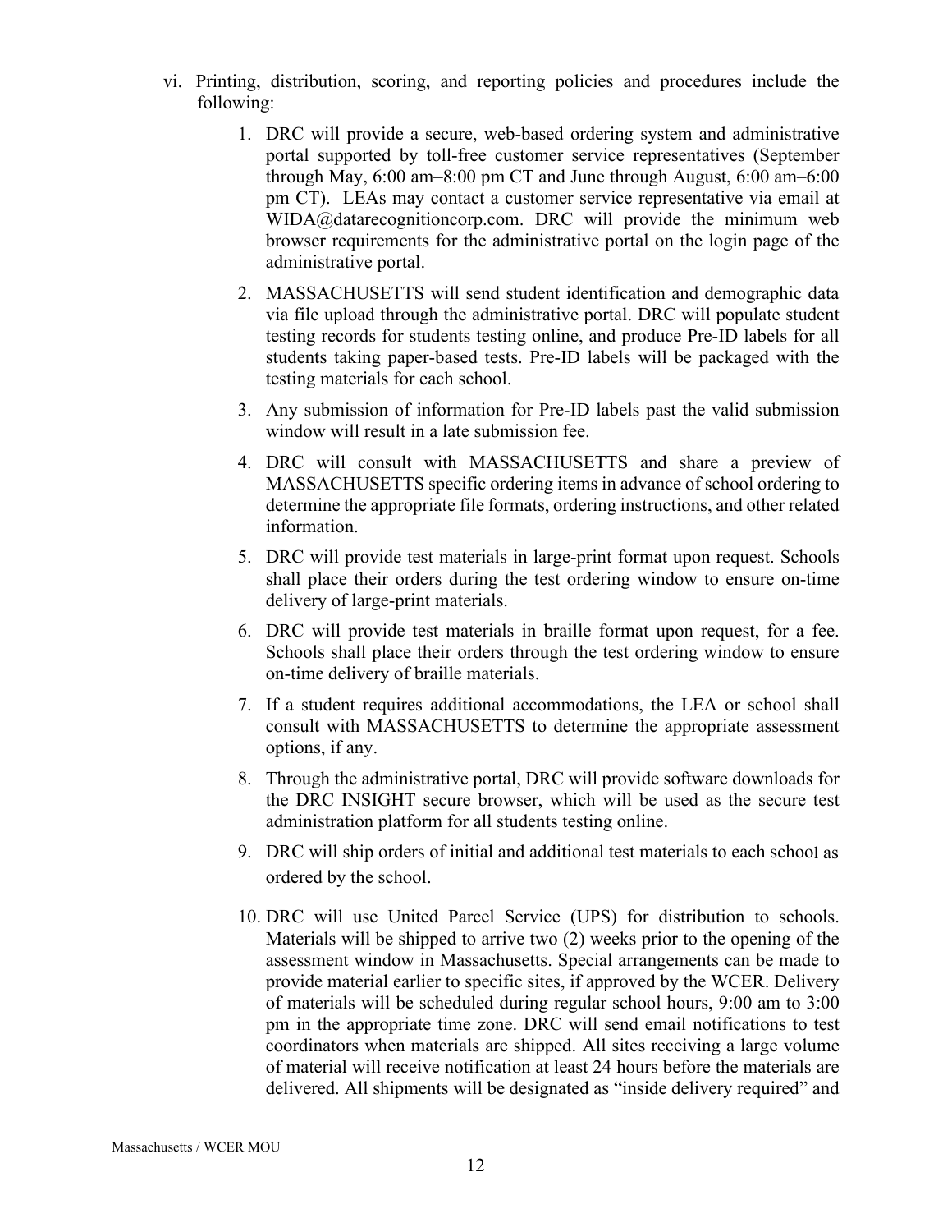vi. Printing, distribution, scoring, and reporting policies and procedures include the following:

   1. DRC will provide a secure, web-based ordering system and administrative portal supported by toll-free customer service representatives (September through May, 6:00 am–8:00 pm CT and June through August, 6:00 am–6:00 pm CT). LEAs may contact a customer service representative via email at WIDA@datarecognitioncorp.com. DRC will provide the minimum web browser requirements for the administrative portal on the login page of the administrative portal.

   2. MASSACHUSETTS will send student identification and demographic data via file upload through the administrative portal. DRC will populate student testing records for students testing online, and produce Pre-ID labels for all students taking paper-based tests. Pre-ID labels will be packaged with the testing materials for each school.

   3. Any submission of information for Pre-ID labels past the valid submission window will result in a late submission fee.

   4. DRC will consult with MASSACHUSETTS and share a preview of MASSACHUSETTS specific ordering items in advance of school ordering to determine the appropriate file formats, ordering instructions, and other related information.

   5. DRC will provide test materials in large-print format upon request. Schools shall place their orders during the test ordering window to ensure on-time delivery of large-print materials.

   6. DRC will provide test materials in braille format upon request, for a fee. Schools shall place their orders through the test ordering window to ensure on-time delivery of braille materials.

   7. If a student requires additional accommodations, the LEA or school shall consult with MASSACHUSETTS to determine the appropriate assessment options, if any.

   8. Through the administrative portal, DRC will provide software downloads for the DRC INSIGHT secure browser, which will be used as the secure test administration platform for all students testing online.

   9. DRC will ship orders of initial and additional test materials to each school as ordered by the school.

   10. DRC will use United Parcel Service (UPS) for distribution to schools. Materials will be shipped to arrive two (2) weeks prior to the opening of the assessment window in Massachusetts. Special arrangements can be made to provide material earlier to specific sites, if approved by the WCER. Delivery of materials will be scheduled during regular school hours, 9:00 am to 3:00 pm in the appropriate time zone. DRC will send email notifications to test coordinators when materials are shipped. All sites receiving a large volume of material will receive notification at least 24 hours before the materials are delivered. All shipments will be designated as "inside delivery required" and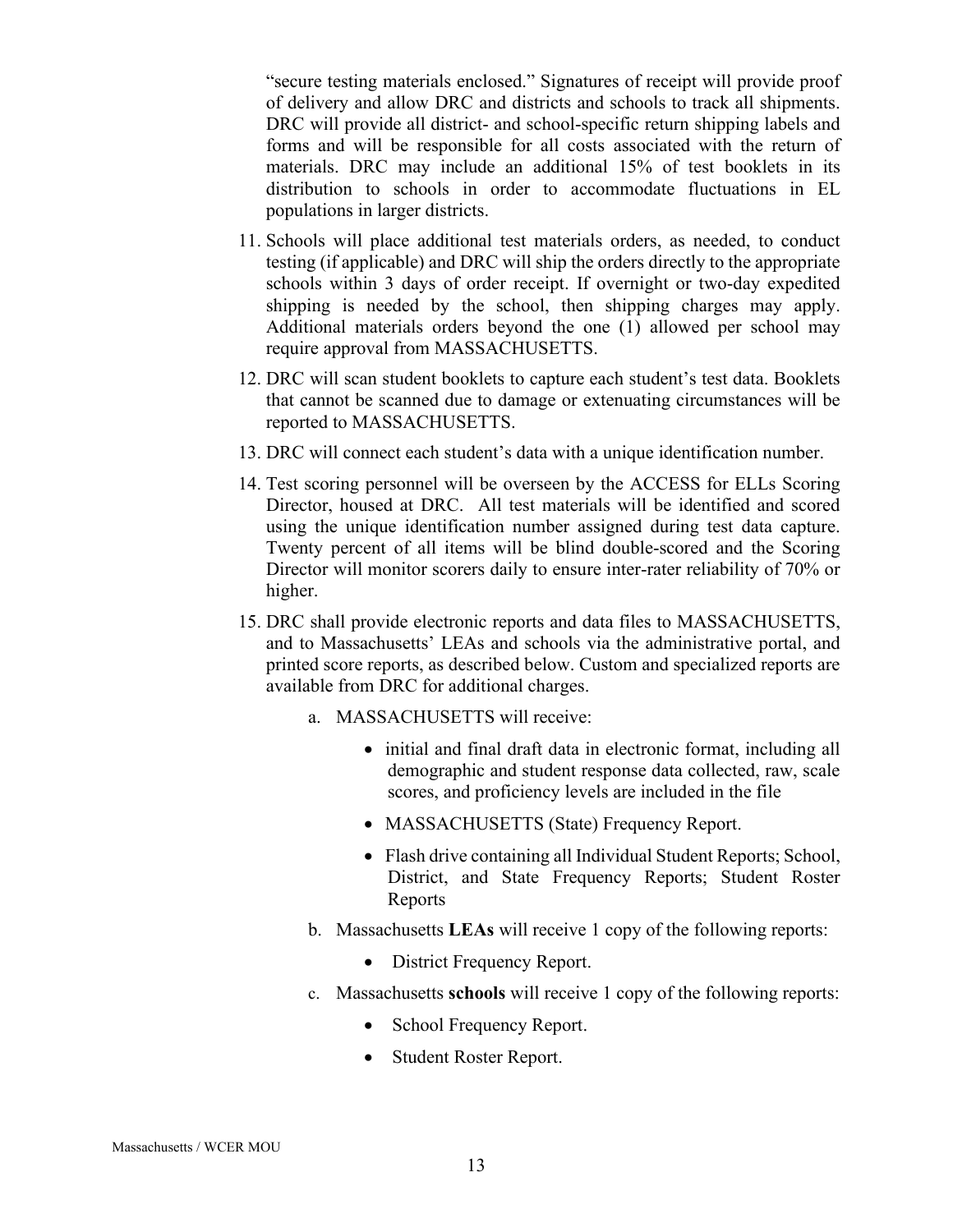"secure testing materials enclosed." Signatures of receipt will provide proof of delivery and allow DRC and districts and schools to track all shipments. DRC will provide all district- and school-specific return shipping labels and forms and will be responsible for all costs associated with the return of materials. DRC may include an additional 15% of test booklets in its distribution to schools in order to accommodate fluctuations in EL populations in larger districts.

11. Schools will place additional test materials orders, as needed, to conduct testing (if applicable) and DRC will ship the orders directly to the appropriate schools within 3 days of order receipt. If overnight or two-day expedited shipping is needed by the school, then shipping charges may apply. Additional materials orders beyond the one (1) allowed per school may require approval from MASSACHUSETTS.

12. DRC will scan student booklets to capture each student's test data. Booklets that cannot be scanned due to damage or extenuating circumstances will be reported to MASSACHUSETTS.

13. DRC will connect each student's data with a unique identification number.

14. Test scoring personnel will be overseen by the ACCESS for ELLs Scoring Director, housed at DRC. All test materials will be identified and scored using the unique identification number assigned during test data capture. Twenty percent of all items will be blind double-scored and the Scoring Director will monitor scorers daily to ensure inter-rater reliability of 70% or higher.

15. DRC shall provide electronic reports and data files to MASSACHUSETTS, and to Massachusetts' LEAs and schools via the administrative portal, and printed score reports, as described below. Custom and specialized reports are available from DRC for additional charges.

    a. MASSACHUSETTS will receive:

        - initial and final draft data in electronic format, including all demographic and student response data collected, raw, scale scores, and proficiency levels are included in the file
        - MASSACHUSETTS (State) Frequency Report.
        - Flash drive containing all Individual Student Reports; School, District, and State Frequency Reports; Student Roster Reports

    b. Massachusetts **LEAs** will receive 1 copy of the following reports:

        - District Frequency Report.

    c. Massachusetts **schools** will receive 1 copy of the following reports:

        - School Frequency Report.
        - Student Roster Report.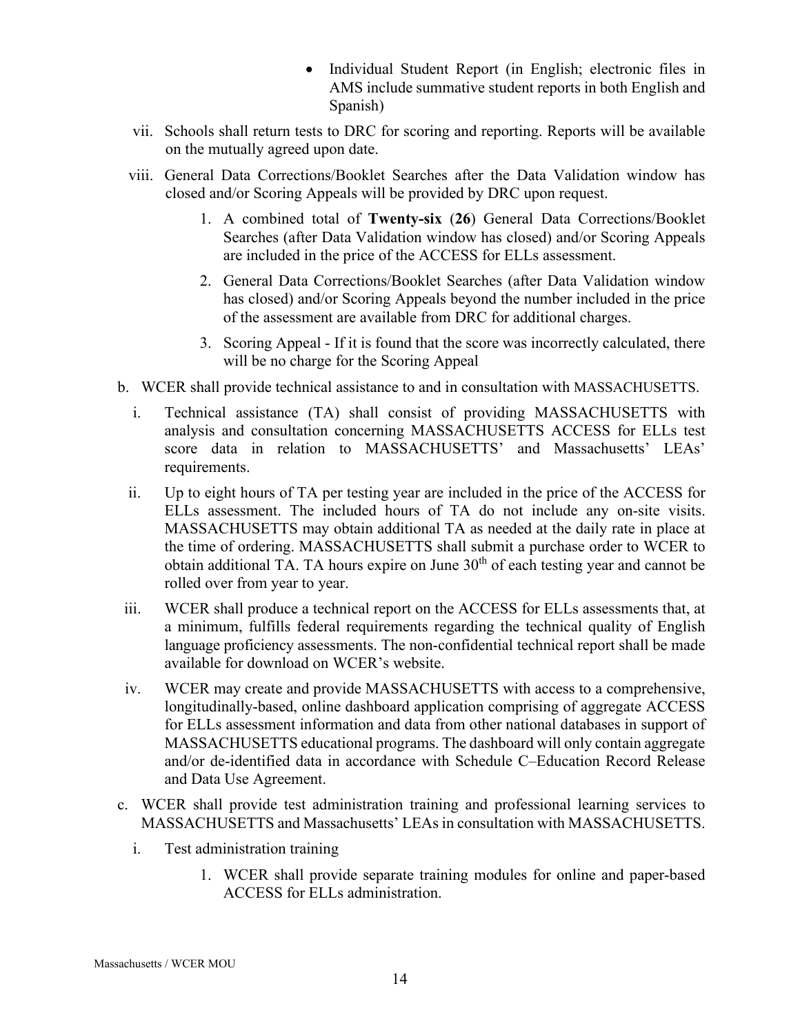- Individual Student Report (in English; electronic files in AMS include summative student reports in both English and Spanish)

vii. Schools shall return tests to DRC for scoring and reporting. Reports will be available on the mutually agreed upon date.

viii. General Data Corrections/Booklet Searches after the Data Validation window has closed and/or Scoring Appeals will be provided by DRC upon request.

1. A combined total of **Twenty-six** (**26**) General Data Corrections/Booklet Searches (after Data Validation window has closed) and/or Scoring Appeals are included in the price of the ACCESS for ELLs assessment.
2. General Data Corrections/Booklet Searches (after Data Validation window has closed) and/or Scoring Appeals beyond the number included in the price of the assessment are available from DRC for additional charges.
3. Scoring Appeal - If it is found that the score was incorrectly calculated, there will be no charge for the Scoring Appeal

b. WCER shall provide technical assistance to and in consultation with MASSACHUSETTS.

i. Technical assistance (TA) shall consist of providing MASSACHUSETTS with analysis and consultation concerning MASSACHUSETTS ACCESS for ELLs test score data in relation to MASSACHUSETTS' and Massachusetts' LEAs' requirements.

ii. Up to eight hours of TA per testing year are included in the price of the ACCESS for ELLs assessment. The included hours of TA do not include any on-site visits. MASSACHUSETTS may obtain additional TA as needed at the daily rate in place at the time of ordering. MASSACHUSETTS shall submit a purchase order to WCER to obtain additional TA. TA hours expire on June 30th of each testing year and cannot be rolled over from year to year.

iii. WCER shall produce a technical report on the ACCESS for ELLs assessments that, at a minimum, fulfills federal requirements regarding the technical quality of English language proficiency assessments. The non-confidential technical report shall be made available for download on WCER's website.

iv. WCER may create and provide MASSACHUSETTS with access to a comprehensive, longitudinally-based, online dashboard application comprising of aggregate ACCESS for ELLs assessment information and data from other national databases in support of MASSACHUSETTS educational programs. The dashboard will only contain aggregate and/or de-identified data in accordance with Schedule C–Education Record Release and Data Use Agreement.

c. WCER shall provide test administration training and professional learning services to MASSACHUSETTS and Massachusetts' LEAs in consultation with MASSACHUSETTS.

i. Test administration training

1. WCER shall provide separate training modules for online and paper-based ACCESS for ELLs administration.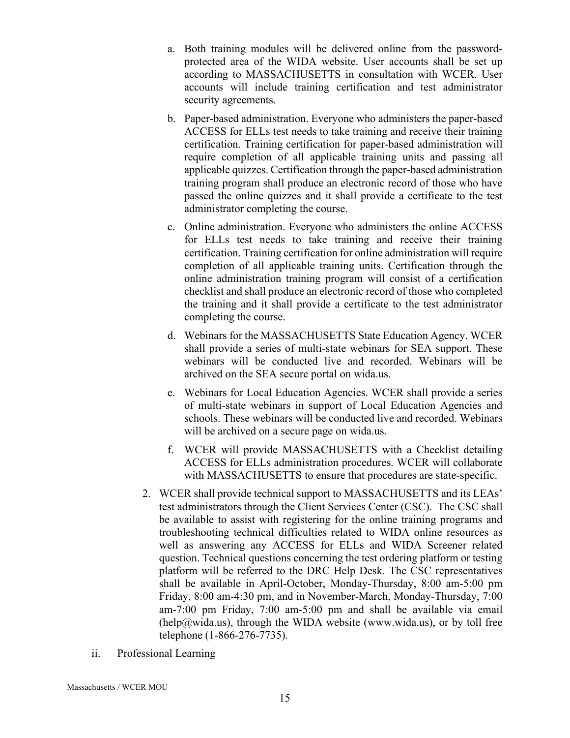a. Both training modules will be delivered online from the password-protected area of the WIDA website. User accounts shall be set up according to MASSACHUSETTS in consultation with WCER. User accounts will include training certification and test administrator security agreements.

b. Paper-based administration. Everyone who administers the paper-based ACCESS for ELLs test needs to take training and receive their training certification. Training certification for paper-based administration will require completion of all applicable training units and passing all applicable quizzes. Certification through the paper-based administration training program shall produce an electronic record of those who have passed the online quizzes and it shall provide a certificate to the test administrator completing the course.

c. Online administration. Everyone who administers the online ACCESS for ELLs test needs to take training and receive their training certification. Training certification for online administration will require completion of all applicable training units. Certification through the online administration training program will consist of a certification checklist and shall produce an electronic record of those who completed the training and it shall provide a certificate to the test administrator completing the course.

d. Webinars for the MASSACHUSETTS State Education Agency. WCER shall provide a series of multi-state webinars for SEA support. These webinars will be conducted live and recorded. Webinars will be archived on the SEA secure portal on wida.us.

e. Webinars for Local Education Agencies. WCER shall provide a series of multi-state webinars in support of Local Education Agencies and schools. These webinars will be conducted live and recorded. Webinars will be archived on a secure page on wida.us.

f. WCER will provide MASSACHUSETTS with a Checklist detailing ACCESS for ELLs administration procedures. WCER will collaborate with MASSACHUSETTS to ensure that procedures are state-specific.

2. WCER shall provide technical support to MASSACHUSETTS and its LEAs' test administrators through the Client Services Center (CSC). The CSC shall be available to assist with registering for the online training programs and troubleshooting technical difficulties related to WIDA online resources as well as answering any ACCESS for ELLs and WIDA Screener related question. Technical questions concerning the test ordering platform or testing platform will be referred to the DRC Help Desk. The CSC representatives shall be available in April-October, Monday-Thursday, 8:00 am-5:00 pm Friday, 8:00 am-4:30 pm, and in November-March, Monday-Thursday, 7:00 am-7:00 pm Friday, 7:00 am-5:00 pm and shall be available via email (help@wida.us), through the WIDA website (www.wida.us), or by toll free telephone (1-866-276-7735).

ii. Professional Learning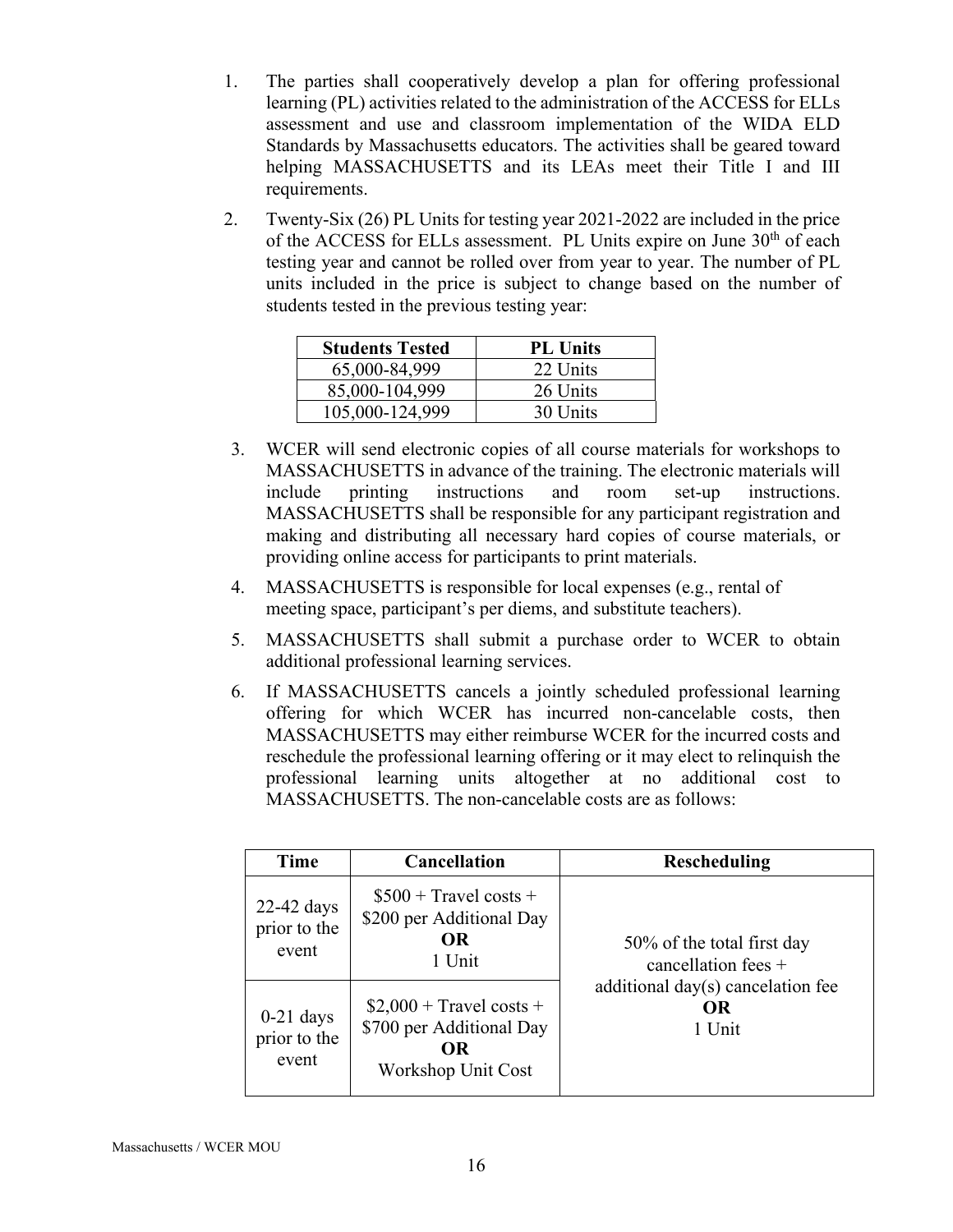1. The parties shall cooperatively develop a plan for offering professional learning (PL) activities related to the administration of the ACCESS for ELLs assessment and use and classroom implementation of the WIDA ELD Standards by Massachusetts educators. The activities shall be geared toward helping MASSACHUSETTS and its LEAs meet their Title I and III requirements.

2. Twenty-Six (26) PL Units for testing year 2021-2022 are included in the price of the ACCESS for ELLs assessment. PL Units expire on June 30th of each testing year and cannot be rolled over from year to year. The number of PL units included in the price is subject to change based on the number of students tested in the previous testing year:

| Students Tested | PL Units |
|---|---|
| 65,000-84,999 | 22 Units |
| 85,000-104,999 | 26 Units |
| 105,000-124,999 | 30 Units |

3. WCER will send electronic copies of all course materials for workshops to MASSACHUSETTS in advance of the training. The electronic materials will include printing instructions and room set-up instructions. MASSACHUSETTS shall be responsible for any participant registration and making and distributing all necessary hard copies of course materials, or providing online access for participants to print materials.

4. MASSACHUSETTS is responsible for local expenses (e.g., rental of meeting space, participant's per diems, and substitute teachers).

5. MASSACHUSETTS shall submit a purchase order to WCER to obtain additional professional learning services.

6. If MASSACHUSETTS cancels a jointly scheduled professional learning offering for which WCER has incurred non-cancelable costs, then MASSACHUSETTS may either reimburse WCER for the incurred costs and reschedule the professional learning offering or it may elect to relinquish the professional learning units altogether at no additional cost to MASSACHUSETTS. The non-cancelable costs are as follows:

| Time | Cancellation | Rescheduling |
|---|---|---|
| 22-42 days prior to the event | $500 + Travel costs + $200 per Additional Day **OR** 1 Unit | 50% of the total first day cancellation fees + additional day(s) cancelation fee **OR** 1 Unit |
| 0-21 days prior to the event | $2,000 + Travel costs + $700 per Additional Day **OR** Workshop Unit Cost | |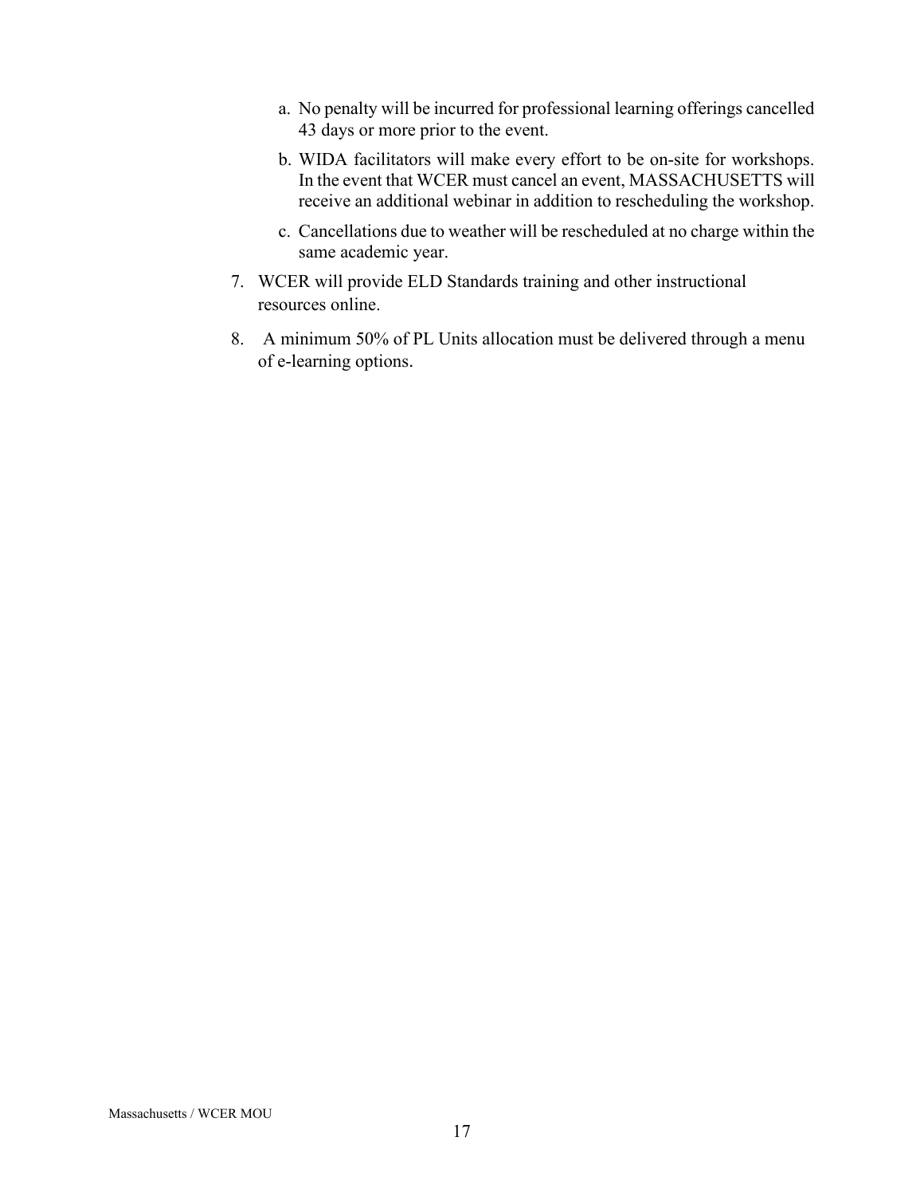a. No penalty will be incurred for professional learning offerings cancelled 43 days or more prior to the event.

   b. WIDA facilitators will make every effort to be on-site for workshops. In the event that WCER must cancel an event, MASSACHUSETTS will receive an additional webinar in addition to rescheduling the workshop.

   c. Cancellations due to weather will be rescheduled at no charge within the same academic year.

7. WCER will provide ELD Standards training and other instructional resources online.

8. A minimum 50% of PL Units allocation must be delivered through a menu of e-learning options.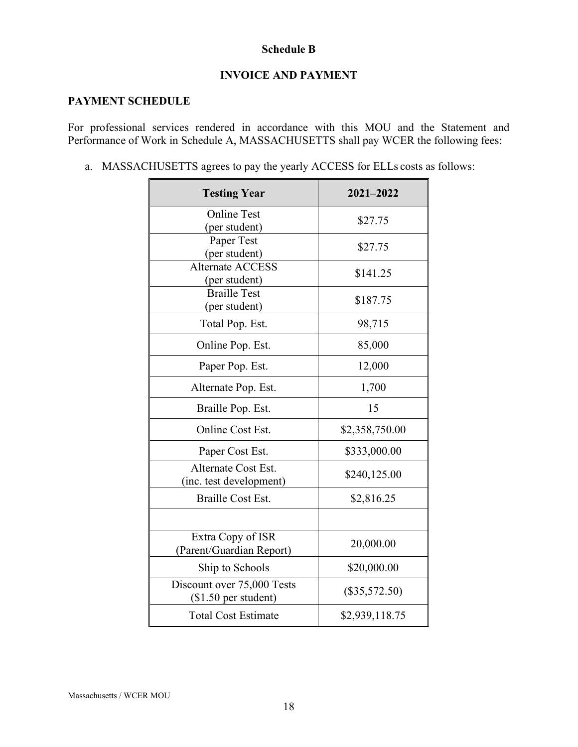**Schedule B**

**INVOICE AND PAYMENT**

**PAYMENT SCHEDULE**

For professional services rendered in accordance with this MOU and the Statement and Performance of Work in Schedule A, MASSACHUSETTS shall pay WCER the following fees:

a. MASSACHUSETTS agrees to pay the yearly ACCESS for ELLs costs as follows:

| Testing Year | 2021–2022 |
|---|---|
| Online Test (per student) | $27.75 |
| Paper Test (per student) | $27.75 |
| Alternate ACCESS (per student) | $141.25 |
| Braille Test (per student) | $187.75 |
| Total Pop. Est. | 98,715 |
| Online Pop. Est. | 85,000 |
| Paper Pop. Est. | 12,000 |
| Alternate Pop. Est. | 1,700 |
| Braille Pop. Est. | 15 |
| Online Cost Est. | $2,358,750.00 |
| Paper Cost Est. | $333,000.00 |
| Alternate Cost Est. (inc. test development) | $240,125.00 |
| Braille Cost Est. | $2,816.25 |
| | |
| Extra Copy of ISR (Parent/Guardian Report) | 20,000.00 |
| Ship to Schools | $20,000.00 |
| Discount over 75,000 Tests ($1.50 per student) | ($35,572.50) |
| Total Cost Estimate | $2,939,118.75 |

Massachusetts / WCER MOU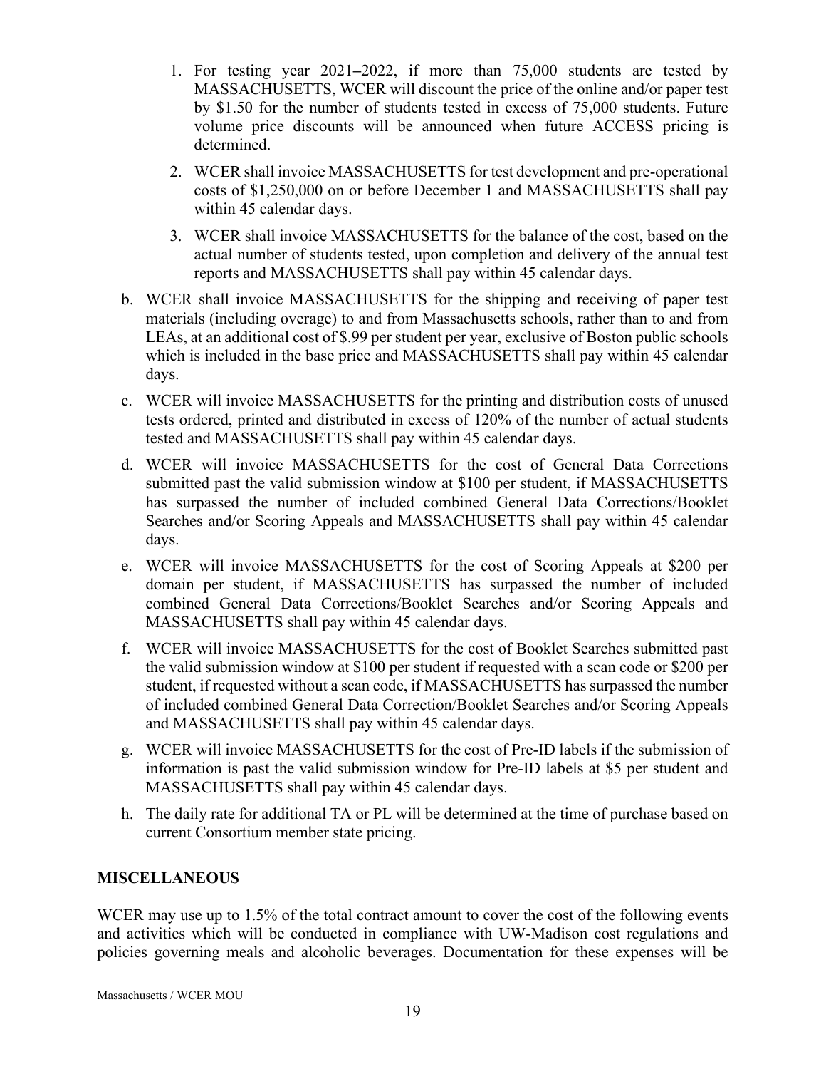1. For testing year 2021–2022, if more than 75,000 students are tested by MASSACHUSETTS, WCER will discount the price of the online and/or paper test by $1.50 for the number of students tested in excess of 75,000 students. Future volume price discounts will be announced when future ACCESS pricing is determined.
2. WCER shall invoice MASSACHUSETTS for test development and pre-operational costs of $1,250,000 on or before December 1 and MASSACHUSETTS shall pay within 45 calendar days.
3. WCER shall invoice MASSACHUSETTS for the balance of the cost, based on the actual number of students tested, upon completion and delivery of the annual test reports and MASSACHUSETTS shall pay within 45 calendar days.

b. WCER shall invoice MASSACHUSETTS for the shipping and receiving of paper test materials (including overage) to and from Massachusetts schools, rather than to and from LEAs, at an additional cost of $.99 per student per year, exclusive of Boston public schools which is included in the base price and MASSACHUSETTS shall pay within 45 calendar days.

c. WCER will invoice MASSACHUSETTS for the printing and distribution costs of unused tests ordered, printed and distributed in excess of 120% of the number of actual students tested and MASSACHUSETTS shall pay within 45 calendar days.

d. WCER will invoice MASSACHUSETTS for the cost of General Data Corrections submitted past the valid submission window at $100 per student, if MASSACHUSETTS has surpassed the number of included combined General Data Corrections/Booklet Searches and/or Scoring Appeals and MASSACHUSETTS shall pay within 45 calendar days.

e. WCER will invoice MASSACHUSETTS for the cost of Scoring Appeals at $200 per domain per student, if MASSACHUSETTS has surpassed the number of included combined General Data Corrections/Booklet Searches and/or Scoring Appeals and MASSACHUSETTS shall pay within 45 calendar days.

f. WCER will invoice MASSACHUSETTS for the cost of Booklet Searches submitted past the valid submission window at $100 per student if requested with a scan code or $200 per student, if requested without a scan code, if MASSACHUSETTS has surpassed the number of included combined General Data Correction/Booklet Searches and/or Scoring Appeals and MASSACHUSETTS shall pay within 45 calendar days.

g. WCER will invoice MASSACHUSETTS for the cost of Pre-ID labels if the submission of information is past the valid submission window for Pre-ID labels at $5 per student and MASSACHUSETTS shall pay within 45 calendar days.

h. The daily rate for additional TA or PL will be determined at the time of purchase based on current Consortium member state pricing.

**MISCELLANEOUS**

WCER may use up to 1.5% of the total contract amount to cover the cost of the following events and activities which will be conducted in compliance with UW-Madison cost regulations and policies governing meals and alcoholic beverages. Documentation for these expenses will be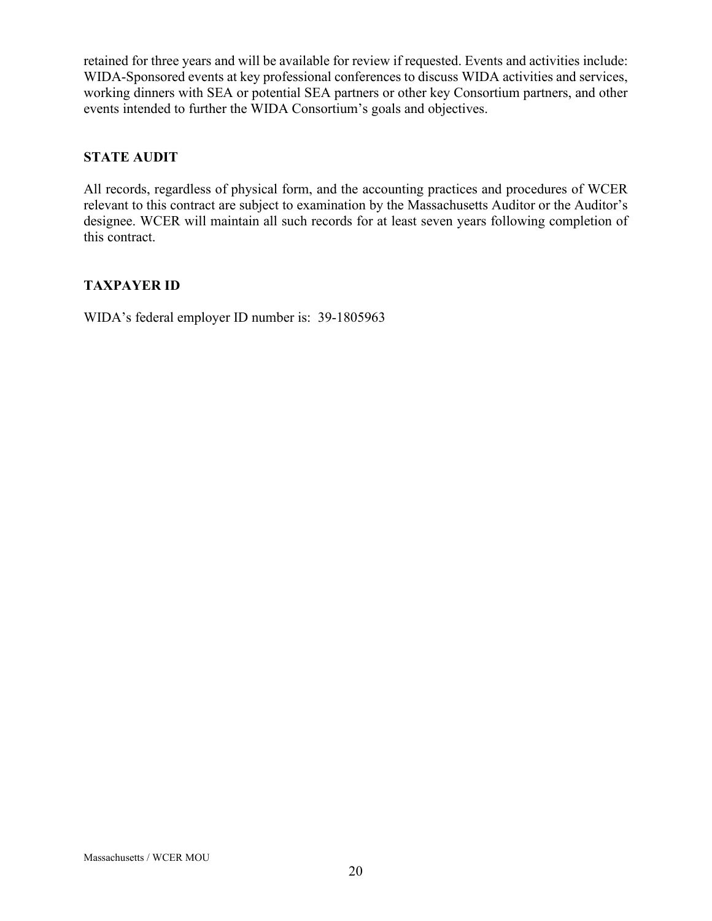retained for three years and will be available for review if requested. Events and activities include: WIDA-Sponsored events at key professional conferences to discuss WIDA activities and services, working dinners with SEA or potential SEA partners or other key Consortium partners, and other events intended to further the WIDA Consortium's goals and objectives.

**STATE AUDIT**

All records, regardless of physical form, and the accounting practices and procedures of WCER relevant to this contract are subject to examination by the Massachusetts Auditor or the Auditor's designee. WCER will maintain all such records for at least seven years following completion of this contract.

**TAXPAYER ID**

WIDA's federal employer ID number is: 39-1805963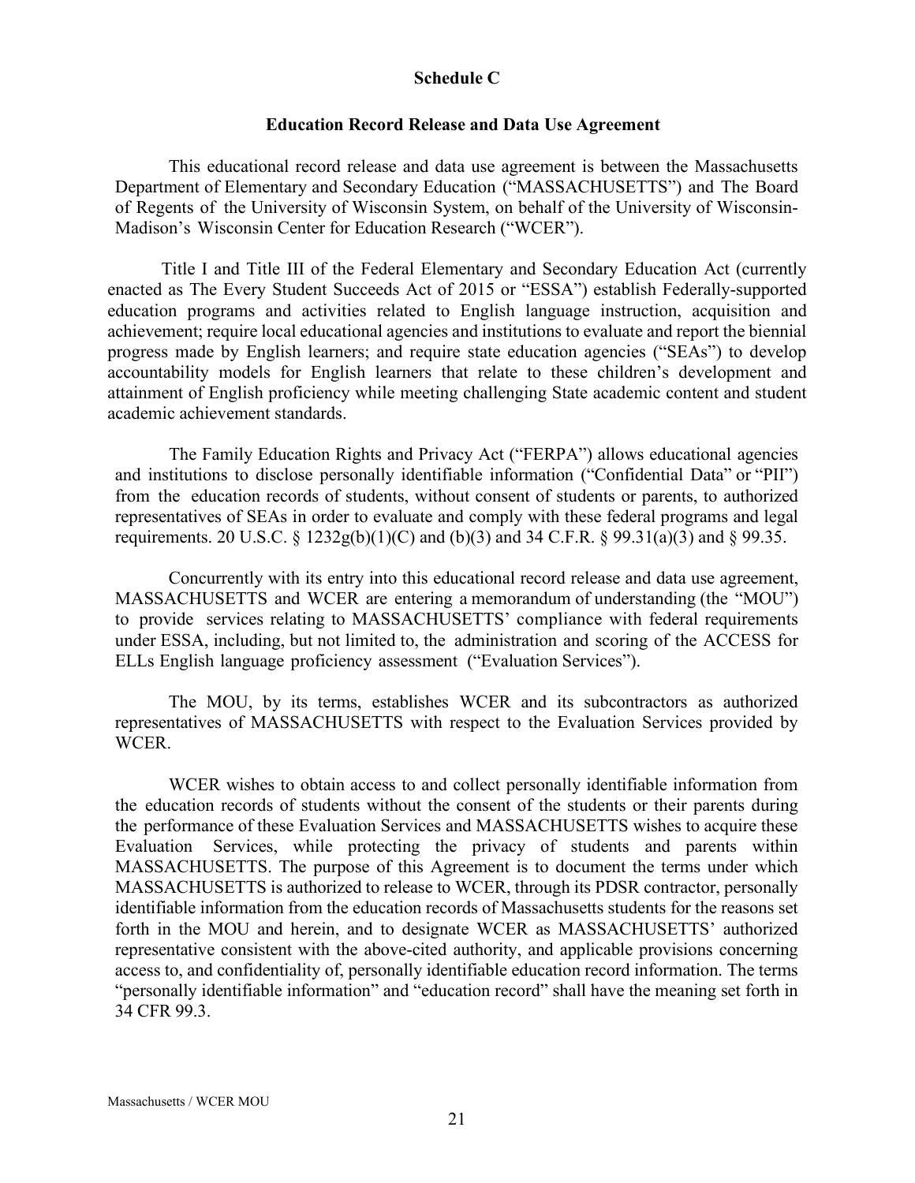**Schedule C**

**Education Record Release and Data Use Agreement**

This educational record release and data use agreement is between the Massachusetts Department of Elementary and Secondary Education ("MASSACHUSETTS") and The Board of Regents of the University of Wisconsin System, on behalf of the University of Wisconsin-Madison's Wisconsin Center for Education Research ("WCER").

Title I and Title III of the Federal Elementary and Secondary Education Act (currently enacted as The Every Student Succeeds Act of 2015 or "ESSA") establish Federally-supported education programs and activities related to English language instruction, acquisition and achievement; require local educational agencies and institutions to evaluate and report the biennial progress made by English learners; and require state education agencies ("SEAs") to develop accountability models for English learners that relate to these children's development and attainment of English proficiency while meeting challenging State academic content and student academic achievement standards.

The Family Education Rights and Privacy Act ("FERPA") allows educational agencies and institutions to disclose personally identifiable information ("Confidential Data" or "PII") from the education records of students, without consent of students or parents, to authorized representatives of SEAs in order to evaluate and comply with these federal programs and legal requirements. 20 U.S.C. § 1232g(b)(1)(C) and (b)(3) and 34 C.F.R. § 99.31(a)(3) and § 99.35.

Concurrently with its entry into this educational record release and data use agreement, MASSACHUSETTS and WCER are entering a memorandum of understanding (the "MOU") to provide services relating to MASSACHUSETTS' compliance with federal requirements under ESSA, including, but not limited to, the administration and scoring of the ACCESS for ELLs English language proficiency assessment ("Evaluation Services").

The MOU, by its terms, establishes WCER and its subcontractors as authorized representatives of MASSACHUSETTS with respect to the Evaluation Services provided by WCER.

WCER wishes to obtain access to and collect personally identifiable information from the education records of students without the consent of the students or their parents during the performance of these Evaluation Services and MASSACHUSETTS wishes to acquire these Evaluation Services, while protecting the privacy of students and parents within MASSACHUSETTS. The purpose of this Agreement is to document the terms under which MASSACHUSETTS is authorized to release to WCER, through its PDSR contractor, personally identifiable information from the education records of Massachusetts students for the reasons set forth in the MOU and herein, and to designate WCER as MASSACHUSETTS' authorized representative consistent with the above-cited authority, and applicable provisions concerning access to, and confidentiality of, personally identifiable education record information. The terms "personally identifiable information" and "education record" shall have the meaning set forth in 34 CFR 99.3.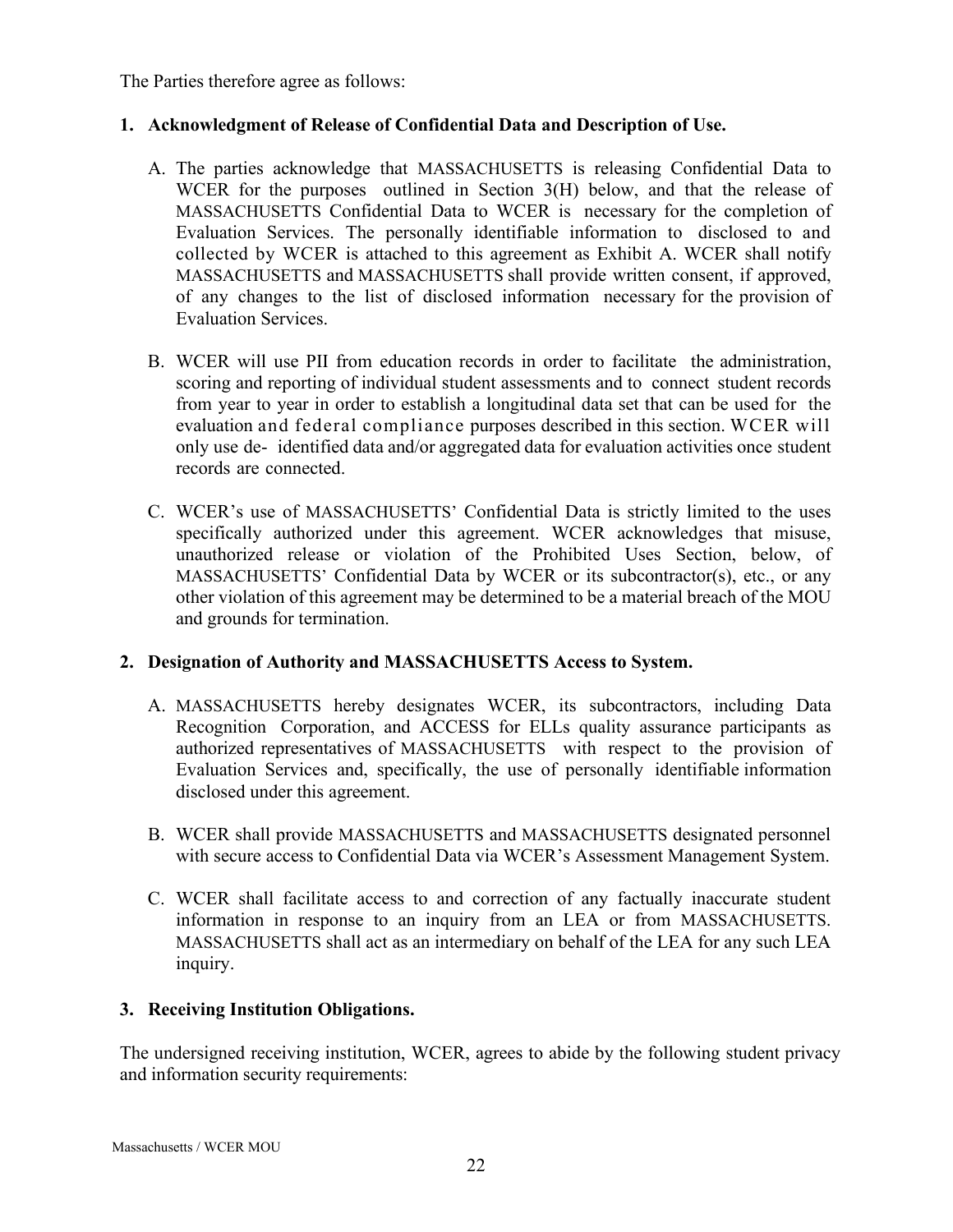The Parties therefore agree as follows:

**1. Acknowledgment of Release of Confidential Data and Description of Use.**

A. The parties acknowledge that MASSACHUSETTS is releasing Confidential Data to WCER for the purposes outlined in Section 3(H) below, and that the release of MASSACHUSETTS Confidential Data to WCER is necessary for the completion of Evaluation Services. The personally identifiable information to disclosed to and collected by WCER is attached to this agreement as Exhibit A. WCER shall notify MASSACHUSETTS and MASSACHUSETTS shall provide written consent, if approved, of any changes to the list of disclosed information necessary for the provision of Evaluation Services.

B. WCER will use PII from education records in order to facilitate the administration, scoring and reporting of individual student assessments and to connect student records from year to year in order to establish a longitudinal data set that can be used for the evaluation and federal compliance purposes described in this section. WCER will only use de- identified data and/or aggregated data for evaluation activities once student records are connected.

C. WCER's use of MASSACHUSETTS' Confidential Data is strictly limited to the uses specifically authorized under this agreement. WCER acknowledges that misuse, unauthorized release or violation of the Prohibited Uses Section, below, of MASSACHUSETTS' Confidential Data by WCER or its subcontractor(s), etc., or any other violation of this agreement may be determined to be a material breach of the MOU and grounds for termination.

**2. Designation of Authority and MASSACHUSETTS Access to System.**

A. MASSACHUSETTS hereby designates WCER, its subcontractors, including Data Recognition Corporation, and ACCESS for ELLs quality assurance participants as authorized representatives of MASSACHUSETTS with respect to the provision of Evaluation Services and, specifically, the use of personally identifiable information disclosed under this agreement.

B. WCER shall provide MASSACHUSETTS and MASSACHUSETTS designated personnel with secure access to Confidential Data via WCER's Assessment Management System.

C. WCER shall facilitate access to and correction of any factually inaccurate student information in response to an inquiry from an LEA or from MASSACHUSETTS. MASSACHUSETTS shall act as an intermediary on behalf of the LEA for any such LEA inquiry.

**3. Receiving Institution Obligations.**

The undersigned receiving institution, WCER, agrees to abide by the following student privacy and information security requirements: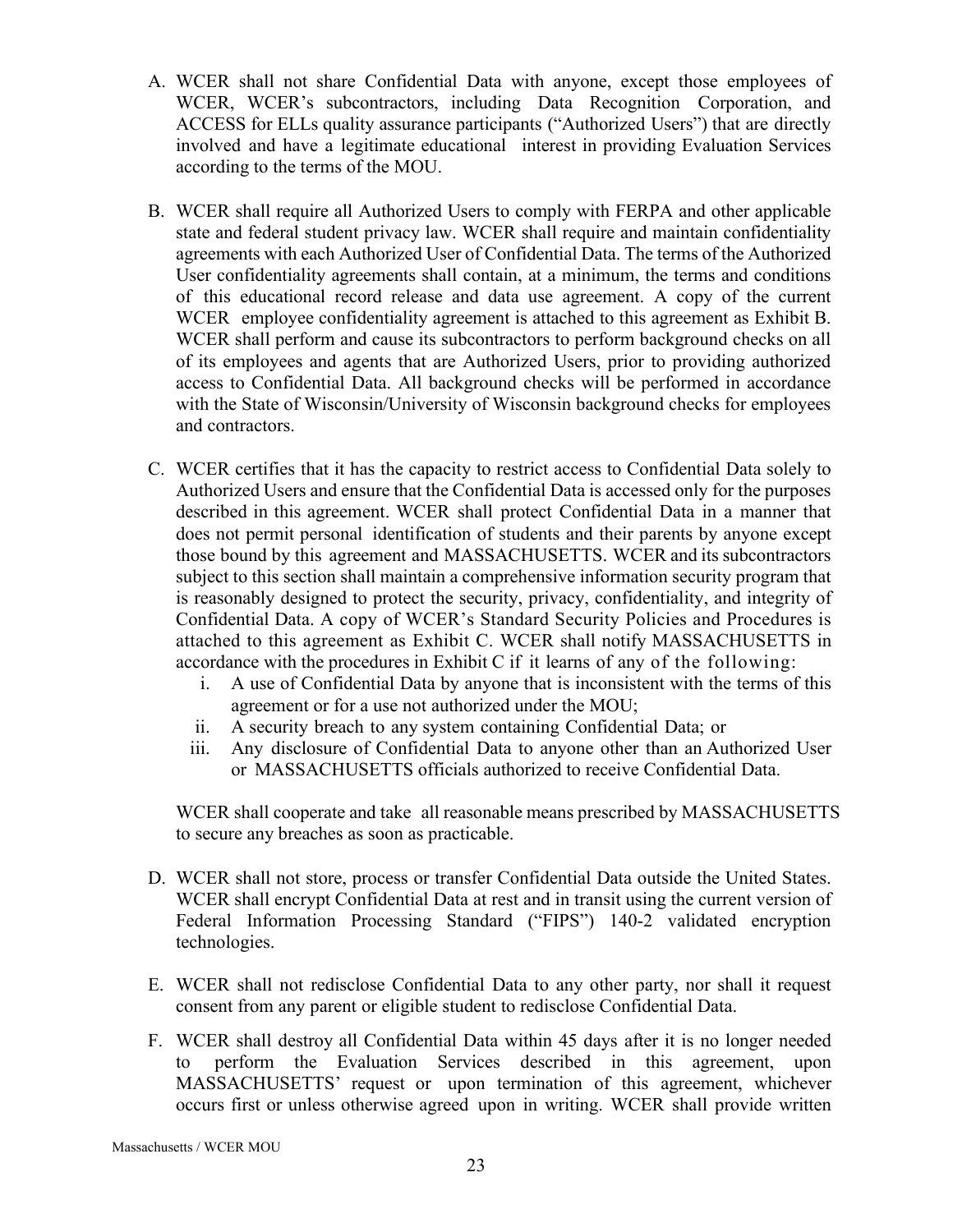A. WCER shall not share Confidential Data with anyone, except those employees of WCER, WCER's subcontractors, including Data Recognition Corporation, and ACCESS for ELLs quality assurance participants ("Authorized Users") that are directly involved and have a legitimate educational interest in providing Evaluation Services according to the terms of the MOU.

B. WCER shall require all Authorized Users to comply with FERPA and other applicable state and federal student privacy law. WCER shall require and maintain confidentiality agreements with each Authorized User of Confidential Data. The terms of the Authorized User confidentiality agreements shall contain, at a minimum, the terms and conditions of this educational record release and data use agreement. A copy of the current WCER employee confidentiality agreement is attached to this agreement as Exhibit B. WCER shall perform and cause its subcontractors to perform background checks on all of its employees and agents that are Authorized Users, prior to providing authorized access to Confidential Data. All background checks will be performed in accordance with the State of Wisconsin/University of Wisconsin background checks for employees and contractors.

C. WCER certifies that it has the capacity to restrict access to Confidential Data solely to Authorized Users and ensure that the Confidential Data is accessed only for the purposes described in this agreement. WCER shall protect Confidential Data in a manner that does not permit personal identification of students and their parents by anyone except those bound by this agreement and MASSACHUSETTS. WCER and its subcontractors subject to this section shall maintain a comprehensive information security program that is reasonably designed to protect the security, privacy, confidentiality, and integrity of Confidential Data. A copy of WCER's Standard Security Policies and Procedures is attached to this agreement as Exhibit C. WCER shall notify MASSACHUSETTS in accordance with the procedures in Exhibit C if it learns of any of the following:
   i. A use of Confidential Data by anyone that is inconsistent with the terms of this agreement or for a use not authorized under the MOU;
   ii. A security breach to any system containing Confidential Data; or
   iii. Any disclosure of Confidential Data to anyone other than an Authorized User or MASSACHUSETTS officials authorized to receive Confidential Data.

   WCER shall cooperate and take all reasonable means prescribed by MASSACHUSETTS to secure any breaches as soon as practicable.

D. WCER shall not store, process or transfer Confidential Data outside the United States. WCER shall encrypt Confidential Data at rest and in transit using the current version of Federal Information Processing Standard ("FIPS") 140-2 validated encryption technologies.

E. WCER shall not redisclose Confidential Data to any other party, nor shall it request consent from any parent or eligible student to redisclose Confidential Data.

F. WCER shall destroy all Confidential Data within 45 days after it is no longer needed to perform the Evaluation Services described in this agreement, upon MASSACHUSETTS' request or upon termination of this agreement, whichever occurs first or unless otherwise agreed upon in writing. WCER shall provide written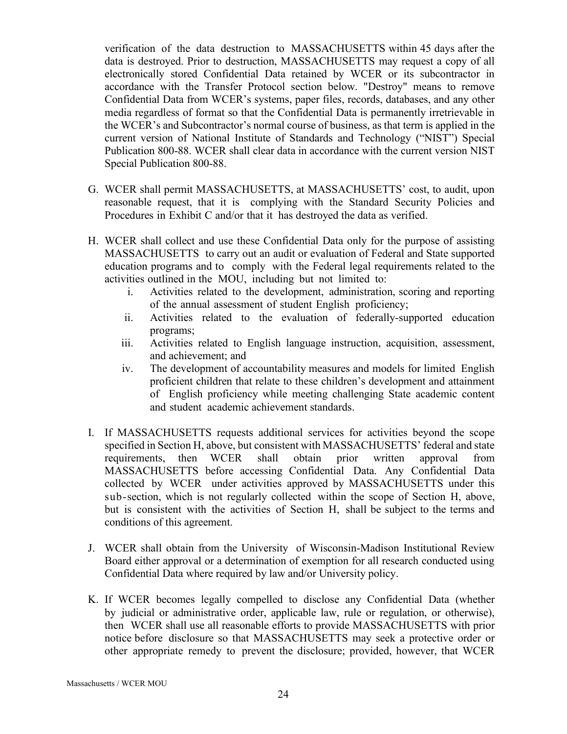verification of the data destruction to MASSACHUSETTS within 45 days after the data is destroyed. Prior to destruction, MASSACHUSETTS may request a copy of all electronically stored Confidential Data retained by WCER or its subcontractor in accordance with the Transfer Protocol section below. "Destroy" means to remove Confidential Data from WCER's systems, paper files, records, databases, and any other media regardless of format so that the Confidential Data is permanently irretrievable in the WCER's and Subcontractor's normal course of business, as that term is applied in the current version of National Institute of Standards and Technology ("NIST") Special Publication 800-88. WCER shall clear data in accordance with the current version NIST Special Publication 800-88.

G. WCER shall permit MASSACHUSETTS, at MASSACHUSETTS' cost, to audit, upon reasonable request, that it is complying with the Standard Security Policies and Procedures in Exhibit C and/or that it has destroyed the data as verified.

H. WCER shall collect and use these Confidential Data only for the purpose of assisting MASSACHUSETTS to carry out an audit or evaluation of Federal and State supported education programs and to comply with the Federal legal requirements related to the activities outlined in the MOU, including but not limited to:
   i. Activities related to the development, administration, scoring and reporting of the annual assessment of student English proficiency;
   ii. Activities related to the evaluation of federally-supported education programs;
   iii. Activities related to English language instruction, acquisition, assessment, and achievement; and
   iv. The development of accountability measures and models for limited English proficient children that relate to these children's development and attainment of English proficiency while meeting challenging State academic content and student academic achievement standards.

I. If MASSACHUSETTS requests additional services for activities beyond the scope specified in Section H, above, but consistent with MASSACHUSETTS' federal and state requirements, then WCER shall obtain prior written approval from MASSACHUSETTS before accessing Confidential Data. Any Confidential Data collected by WCER under activities approved by MASSACHUSETTS under this sub-section, which is not regularly collected within the scope of Section H, above, but is consistent with the activities of Section H, shall be subject to the terms and conditions of this agreement.

J. WCER shall obtain from the University of Wisconsin-Madison Institutional Review Board either approval or a determination of exemption for all research conducted using Confidential Data where required by law and/or University policy.

K. If WCER becomes legally compelled to disclose any Confidential Data (whether by judicial or administrative order, applicable law, rule or regulation, or otherwise), then WCER shall use all reasonable efforts to provide MASSACHUSETTS with prior notice before disclosure so that MASSACHUSETTS may seek a protective order or other appropriate remedy to prevent the disclosure; provided, however, that WCER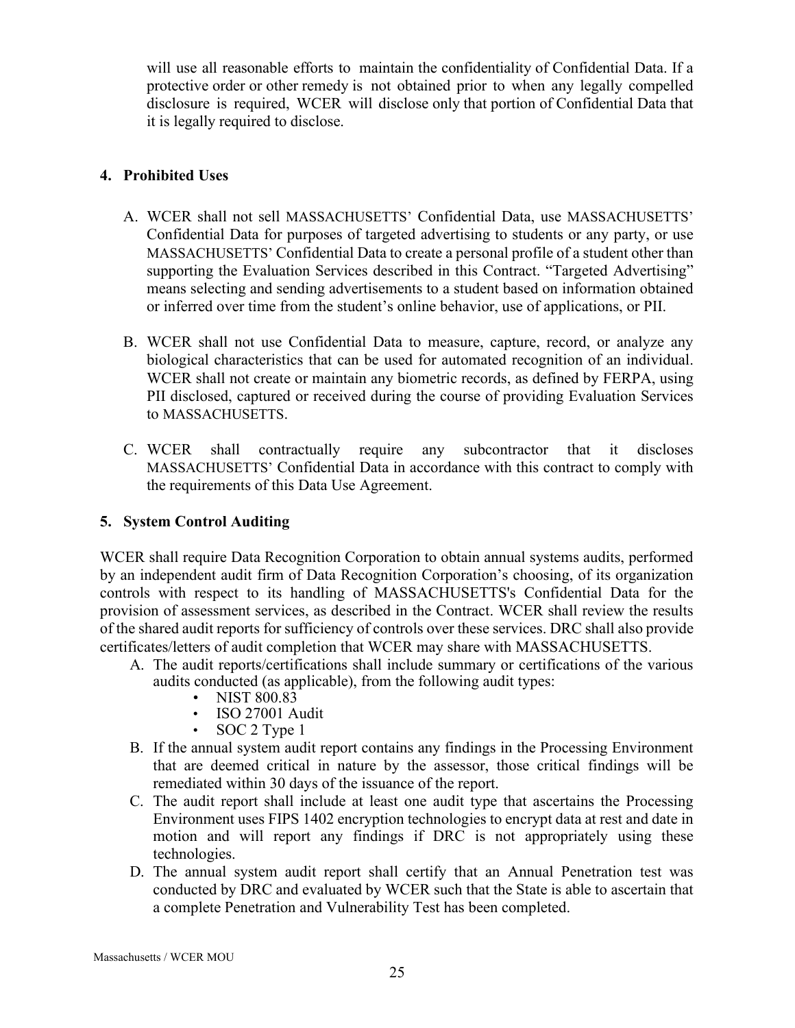will use all reasonable efforts to maintain the confidentiality of Confidential Data. If a protective order or other remedy is not obtained prior to when any legally compelled disclosure is required, WCER will disclose only that portion of Confidential Data that it is legally required to disclose.

## 4. Prohibited Uses

A. WCER shall not sell MASSACHUSETTS' Confidential Data, use MASSACHUSETTS' Confidential Data for purposes of targeted advertising to students or any party, or use MASSACHUSETTS' Confidential Data to create a personal profile of a student other than supporting the Evaluation Services described in this Contract. "Targeted Advertising" means selecting and sending advertisements to a student based on information obtained or inferred over time from the student's online behavior, use of applications, or PII.

B. WCER shall not use Confidential Data to measure, capture, record, or analyze any biological characteristics that can be used for automated recognition of an individual. WCER shall not create or maintain any biometric records, as defined by FERPA, using PII disclosed, captured or received during the course of providing Evaluation Services to MASSACHUSETTS.

C. WCER shall contractually require any subcontractor that it discloses MASSACHUSETTS' Confidential Data in accordance with this contract to comply with the requirements of this Data Use Agreement.

## 5. System Control Auditing

WCER shall require Data Recognition Corporation to obtain annual systems audits, performed by an independent audit firm of Data Recognition Corporation's choosing, of its organization controls with respect to its handling of MASSACHUSETTS's Confidential Data for the provision of assessment services, as described in the Contract. WCER shall review the results of the shared audit reports for sufficiency of controls over these services. DRC shall also provide certificates/letters of audit completion that WCER may share with MASSACHUSETTS.

A. The audit reports/certifications shall include summary or certifications of the various audits conducted (as applicable), from the following audit types:
   - NIST 800.83
   - ISO 27001 Audit
   - SOC 2 Type 1

B. If the annual system audit report contains any findings in the Processing Environment that are deemed critical in nature by the assessor, those critical findings will be remediated within 30 days of the issuance of the report.

C. The audit report shall include at least one audit type that ascertains the Processing Environment uses FIPS 1402 encryption technologies to encrypt data at rest and date in motion and will report any findings if DRC is not appropriately using these technologies.

D. The annual system audit report shall certify that an Annual Penetration test was conducted by DRC and evaluated by WCER such that the State is able to ascertain that a complete Penetration and Vulnerability Test has been completed.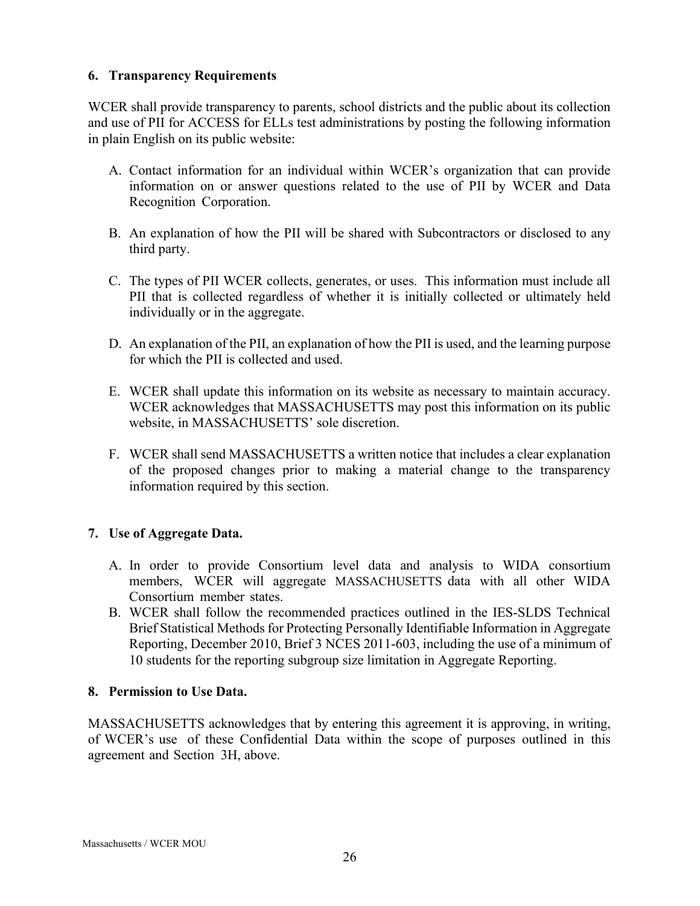### 6. Transparency Requirements

WCER shall provide transparency to parents, school districts and the public about its collection and use of PII for ACCESS for ELLs test administrations by posting the following information in plain English on its public website:

A. Contact information for an individual within WCER's organization that can provide information on or answer questions related to the use of PII by WCER and Data Recognition Corporation.

B. An explanation of how the PII will be shared with Subcontractors or disclosed to any third party.

C. The types of PII WCER collects, generates, or uses. This information must include all PII that is collected regardless of whether it is initially collected or ultimately held individually or in the aggregate.

D. An explanation of the PII, an explanation of how the PII is used, and the learning purpose for which the PII is collected and used.

E. WCER shall update this information on its website as necessary to maintain accuracy. WCER acknowledges that MASSACHUSETTS may post this information on its public website, in MASSACHUSETTS' sole discretion.

F. WCER shall send MASSACHUSETTS a written notice that includes a clear explanation of the proposed changes prior to making a material change to the transparency information required by this section.

### 7. Use of Aggregate Data.

A. In order to provide Consortium level data and analysis to WIDA consortium members, WCER will aggregate MASSACHUSETTS data with all other WIDA Consortium member states.

B. WCER shall follow the recommended practices outlined in the IES-SLDS Technical Brief Statistical Methods for Protecting Personally Identifiable Information in Aggregate Reporting, December 2010, Brief 3 NCES 2011-603, including the use of a minimum of 10 students for the reporting subgroup size limitation in Aggregate Reporting.

### 8. Permission to Use Data.

MASSACHUSETTS acknowledges that by entering this agreement it is approving, in writing, of WCER's use of these Confidential Data within the scope of purposes outlined in this agreement and Section 3H, above.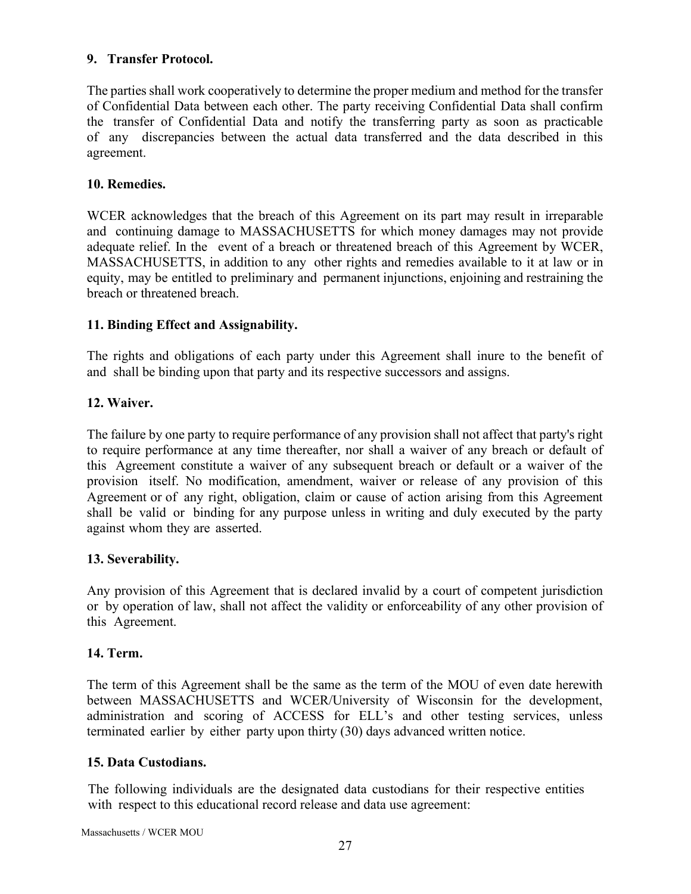**9. Transfer Protocol.**

The parties shall work cooperatively to determine the proper medium and method for the transfer of Confidential Data between each other. The party receiving Confidential Data shall confirm the transfer of Confidential Data and notify the transferring party as soon as practicable of any discrepancies between the actual data transferred and the data described in this agreement.

**10. Remedies.**

WCER acknowledges that the breach of this Agreement on its part may result in irreparable and continuing damage to MASSACHUSETTS for which money damages may not provide adequate relief. In the event of a breach or threatened breach of this Agreement by WCER, MASSACHUSETTS, in addition to any other rights and remedies available to it at law or in equity, may be entitled to preliminary and permanent injunctions, enjoining and restraining the breach or threatened breach.

**11. Binding Effect and Assignability.**

The rights and obligations of each party under this Agreement shall inure to the benefit of and shall be binding upon that party and its respective successors and assigns.

**12. Waiver.**

The failure by one party to require performance of any provision shall not affect that party's right to require performance at any time thereafter, nor shall a waiver of any breach or default of this Agreement constitute a waiver of any subsequent breach or default or a waiver of the provision itself. No modification, amendment, waiver or release of any provision of this Agreement or of any right, obligation, claim or cause of action arising from this Agreement shall be valid or binding for any purpose unless in writing and duly executed by the party against whom they are asserted.

**13. Severability.**

Any provision of this Agreement that is declared invalid by a court of competent jurisdiction or by operation of law, shall not affect the validity or enforceability of any other provision of this Agreement.

**14. Term.**

The term of this Agreement shall be the same as the term of the MOU of even date herewith between MASSACHUSETTS and WCER/University of Wisconsin for the development, administration and scoring of ACCESS for ELL's and other testing services, unless terminated earlier by either party upon thirty (30) days advanced written notice.

**15. Data Custodians.**

The following individuals are the designated data custodians for their respective entities with respect to this educational record release and data use agreement: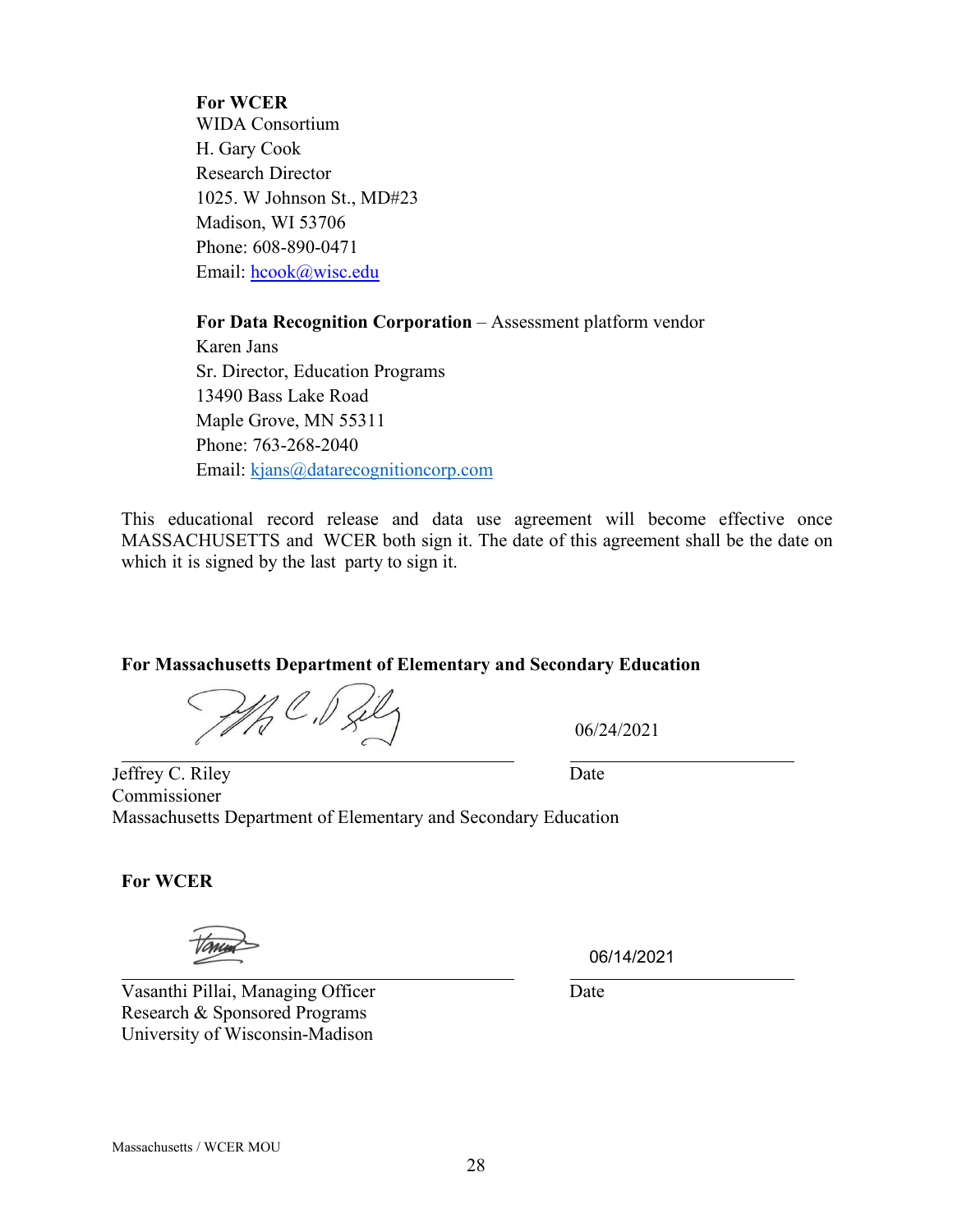**For WCER**
WIDA Consortium
H. Gary Cook
Research Director
1025. W Johnson St., MD#23
Madison, WI 53706
Phone: 608-890-0471
Email: hcook@wisc.edu

**For Data Recognition Corporation** – Assessment platform vendor
Karen Jans
Sr. Director, Education Programs
13490 Bass Lake Road
Maple Grove, MN 55311
Phone: 763-268-2040
Email: kjans@datarecognitioncorp.com

This educational record release and data use agreement will become effective once MASSACHUSETTS and WCER both sign it. The date of this agreement shall be the date on which it is signed by the last party to sign it.

**For Massachusetts Department of Elementary and Secondary Education**

06/24/2021

Jeffrey C. Riley
Commissioner
Massachusetts Department of Elementary and Secondary Education

Date

**For WCER**

06/14/2021

Vasanthi Pillai, Managing Officer
Research & Sponsored Programs
University of Wisconsin-Madison

Date

Massachusetts / WCER MOU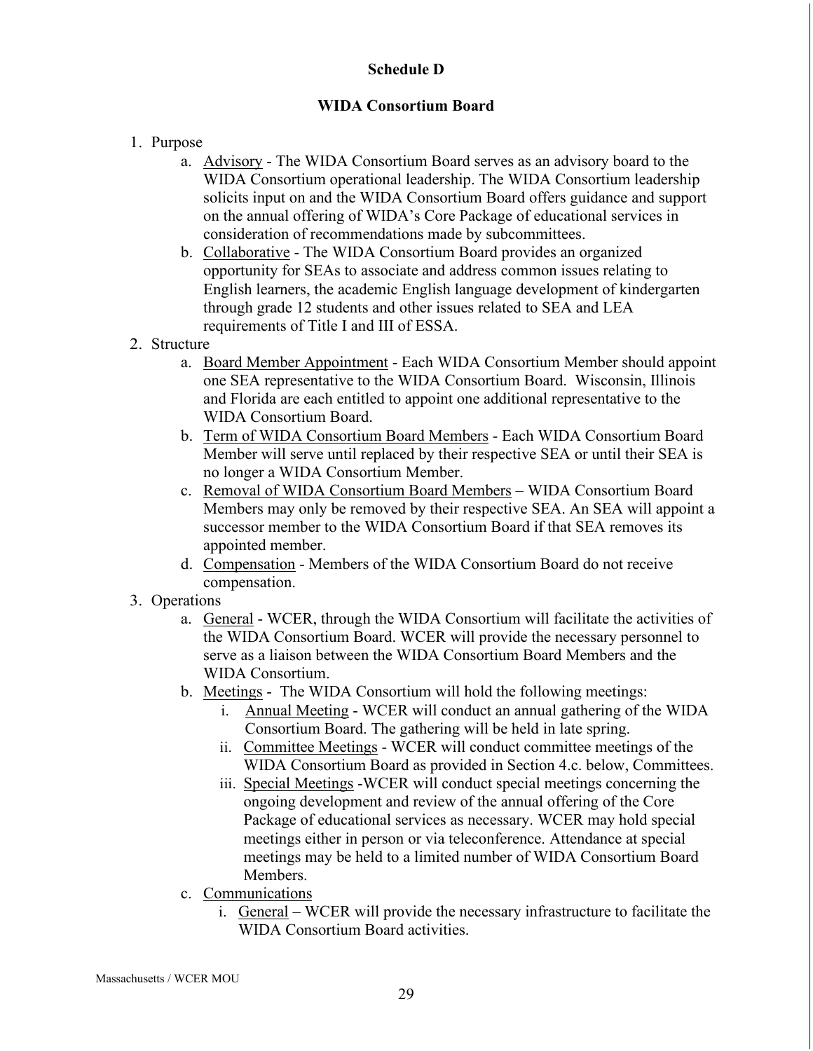# Schedule D

## WIDA Consortium Board

1. Purpose
    a. Advisory - The WIDA Consortium Board serves as an advisory board to the WIDA Consortium operational leadership. The WIDA Consortium leadership solicits input on and the WIDA Consortium Board offers guidance and support on the annual offering of WIDA's Core Package of educational services in consideration of recommendations made by subcommittees.
    b. Collaborative - The WIDA Consortium Board provides an organized opportunity for SEAs to associate and address common issues relating to English learners, the academic English language development of kindergarten through grade 12 students and other issues related to SEA and LEA requirements of Title I and III of ESSA.
2. Structure
    a. Board Member Appointment - Each WIDA Consortium Member should appoint one SEA representative to the WIDA Consortium Board. Wisconsin, Illinois and Florida are each entitled to appoint one additional representative to the WIDA Consortium Board.
    b. Term of WIDA Consortium Board Members - Each WIDA Consortium Board Member will serve until replaced by their respective SEA or until their SEA is no longer a WIDA Consortium Member.
    c. Removal of WIDA Consortium Board Members – WIDA Consortium Board Members may only be removed by their respective SEA. An SEA will appoint a successor member to the WIDA Consortium Board if that SEA removes its appointed member.
    d. Compensation - Members of the WIDA Consortium Board do not receive compensation.
3. Operations
    a. General - WCER, through the WIDA Consortium will facilitate the activities of the WIDA Consortium Board. WCER will provide the necessary personnel to serve as a liaison between the WIDA Consortium Board Members and the WIDA Consortium.
    b. Meetings - The WIDA Consortium will hold the following meetings:
        i. Annual Meeting - WCER will conduct an annual gathering of the WIDA Consortium Board. The gathering will be held in late spring.
        ii. Committee Meetings - WCER will conduct committee meetings of the WIDA Consortium Board as provided in Section 4.c. below, Committees.
        iii. Special Meetings -WCER will conduct special meetings concerning the ongoing development and review of the annual offering of the Core Package of educational services as necessary. WCER may hold special meetings either in person or via teleconference. Attendance at special meetings may be held to a limited number of WIDA Consortium Board Members.
    c. Communications
        i. General – WCER will provide the necessary infrastructure to facilitate the WIDA Consortium Board activities.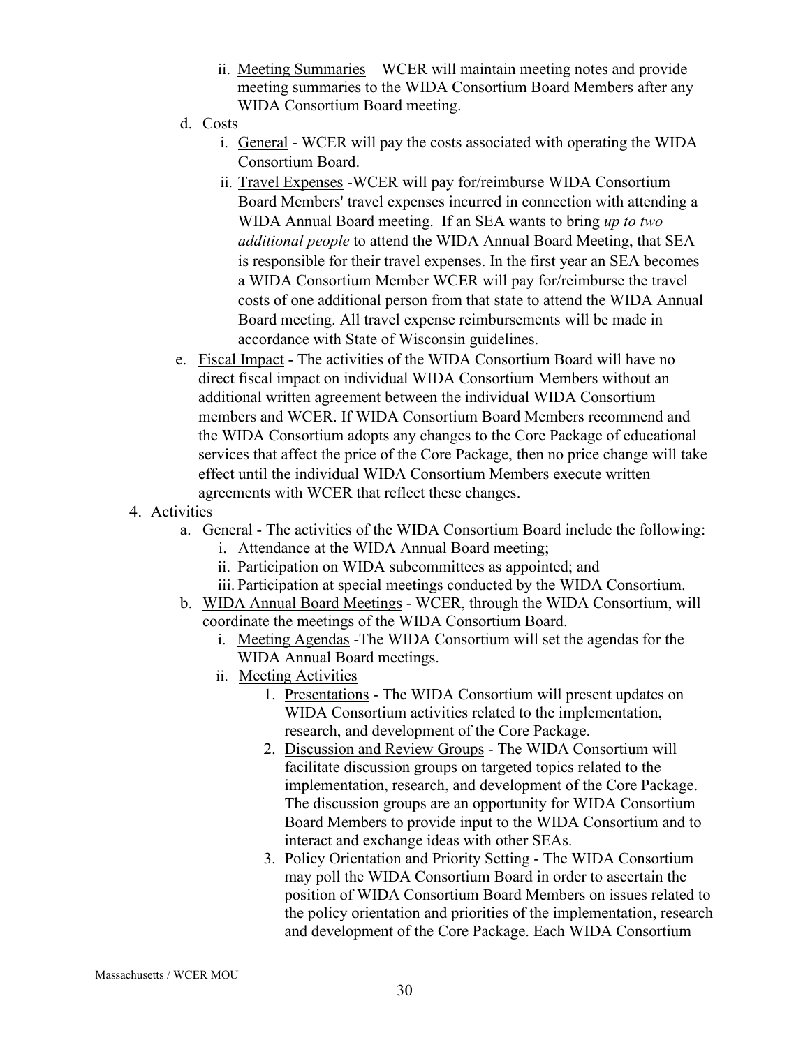- ii. <u>Meeting Summaries</u> – WCER will maintain meeting notes and provide meeting summaries to the WIDA Consortium Board Members after any WIDA Consortium Board meeting.

  - d. <u>Costs</u>
    - i. <u>General</u> - WCER will pay the costs associated with operating the WIDA Consortium Board.
    - ii. <u>Travel Expenses</u> -WCER will pay for/reimburse WIDA Consortium Board Members' travel expenses incurred in connection with attending a WIDA Annual Board meeting. If an SEA wants to bring *up to two additional people* to attend the WIDA Annual Board Meeting, that SEA is responsible for their travel expenses. In the first year an SEA becomes a WIDA Consortium Member WCER will pay for/reimburse the travel costs of one additional person from that state to attend the WIDA Annual Board meeting. All travel expense reimbursements will be made in accordance with State of Wisconsin guidelines.

  - e. <u>Fiscal Impact</u> - The activities of the WIDA Consortium Board will have no direct fiscal impact on individual WIDA Consortium Members without an additional written agreement between the individual WIDA Consortium members and WCER. If WIDA Consortium Board Members recommend and the WIDA Consortium adopts any changes to the Core Package of educational services that affect the price of the Core Package, then no price change will take effect until the individual WIDA Consortium Members execute written agreements with WCER that reflect these changes.

4. Activities
   - a. <u>General</u> - The activities of the WIDA Consortium Board include the following:
     - i. Attendance at the WIDA Annual Board meeting;
     - ii. Participation on WIDA subcommittees as appointed; and
     - iii. Participation at special meetings conducted by the WIDA Consortium.
   - b. <u>WIDA Annual Board Meetings</u> - WCER, through the WIDA Consortium, will coordinate the meetings of the WIDA Consortium Board.
     - i. <u>Meeting Agendas</u> -The WIDA Consortium will set the agendas for the WIDA Annual Board meetings.
     - ii. <u>Meeting Activities</u>
       1. <u>Presentations</u> - The WIDA Consortium will present updates on WIDA Consortium activities related to the implementation, research, and development of the Core Package.
       2. <u>Discussion and Review Groups</u> - The WIDA Consortium will facilitate discussion groups on targeted topics related to the implementation, research, and development of the Core Package. The discussion groups are an opportunity for WIDA Consortium Board Members to provide input to the WIDA Consortium and to interact and exchange ideas with other SEAs.
       3. <u>Policy Orientation and Priority Setting</u> - The WIDA Consortium may poll the WIDA Consortium Board in order to ascertain the position of WIDA Consortium Board Members on issues related to the policy orientation and priorities of the implementation, research and development of the Core Package. Each WIDA Consortium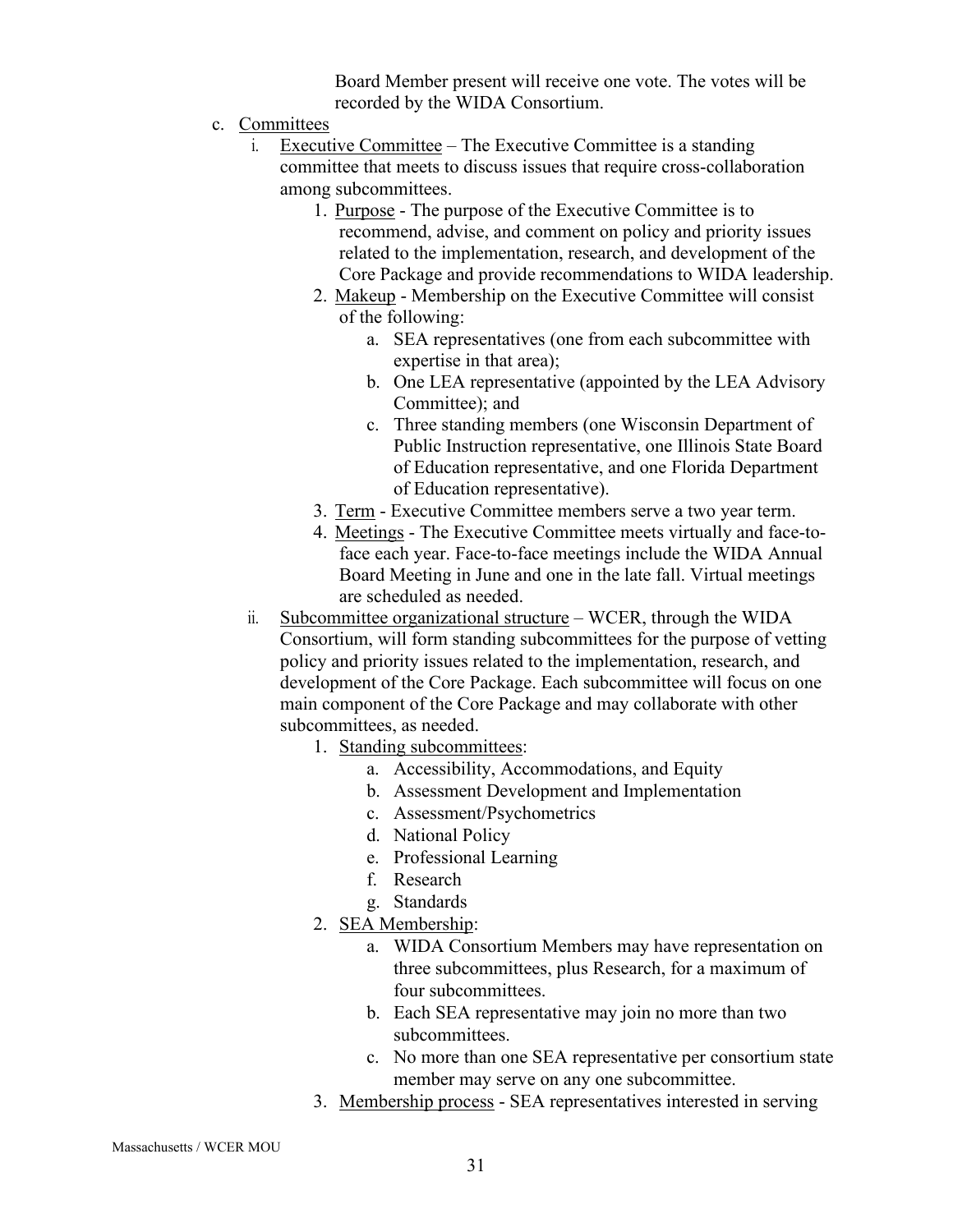Board Member present will receive one vote. The votes will be recorded by the WIDA Consortium.

c. <u>Committees</u>

   i. <u>Executive Committee</u> – The Executive Committee is a standing committee that meets to discuss issues that require cross-collaboration among subcommittees.

      1. <u>Purpose</u> - The purpose of the Executive Committee is to recommend, advise, and comment on policy and priority issues related to the implementation, research, and development of the Core Package and provide recommendations to WIDA leadership.
      2. <u>Makeup</u> - Membership on the Executive Committee will consist of the following:
         a. SEA representatives (one from each subcommittee with expertise in that area);
         b. One LEA representative (appointed by the LEA Advisory Committee); and
         c. Three standing members (one Wisconsin Department of Public Instruction representative, one Illinois State Board of Education representative, and one Florida Department of Education representative).
      3. <u>Term</u> - Executive Committee members serve a two year term.
      4. <u>Meetings</u> - The Executive Committee meets virtually and face-to-face each year. Face-to-face meetings include the WIDA Annual Board Meeting in June and one in the late fall. Virtual meetings are scheduled as needed.

   ii. <u>Subcommittee organizational structure</u> – WCER, through the WIDA Consortium, will form standing subcommittees for the purpose of vetting policy and priority issues related to the implementation, research, and development of the Core Package. Each subcommittee will focus on one main component of the Core Package and may collaborate with other subcommittees, as needed.

      1. <u>Standing subcommittees</u>:
         a. Accessibility, Accommodations, and Equity
         b. Assessment Development and Implementation
         c. Assessment/Psychometrics
         d. National Policy
         e. Professional Learning
         f. Research
         g. Standards
      2. <u>SEA Membership</u>:
         a. WIDA Consortium Members may have representation on three subcommittees, plus Research, for a maximum of four subcommittees.
         b. Each SEA representative may join no more than two subcommittees.
         c. No more than one SEA representative per consortium state member may serve on any one subcommittee.
      3. <u>Membership process</u> - SEA representatives interested in serving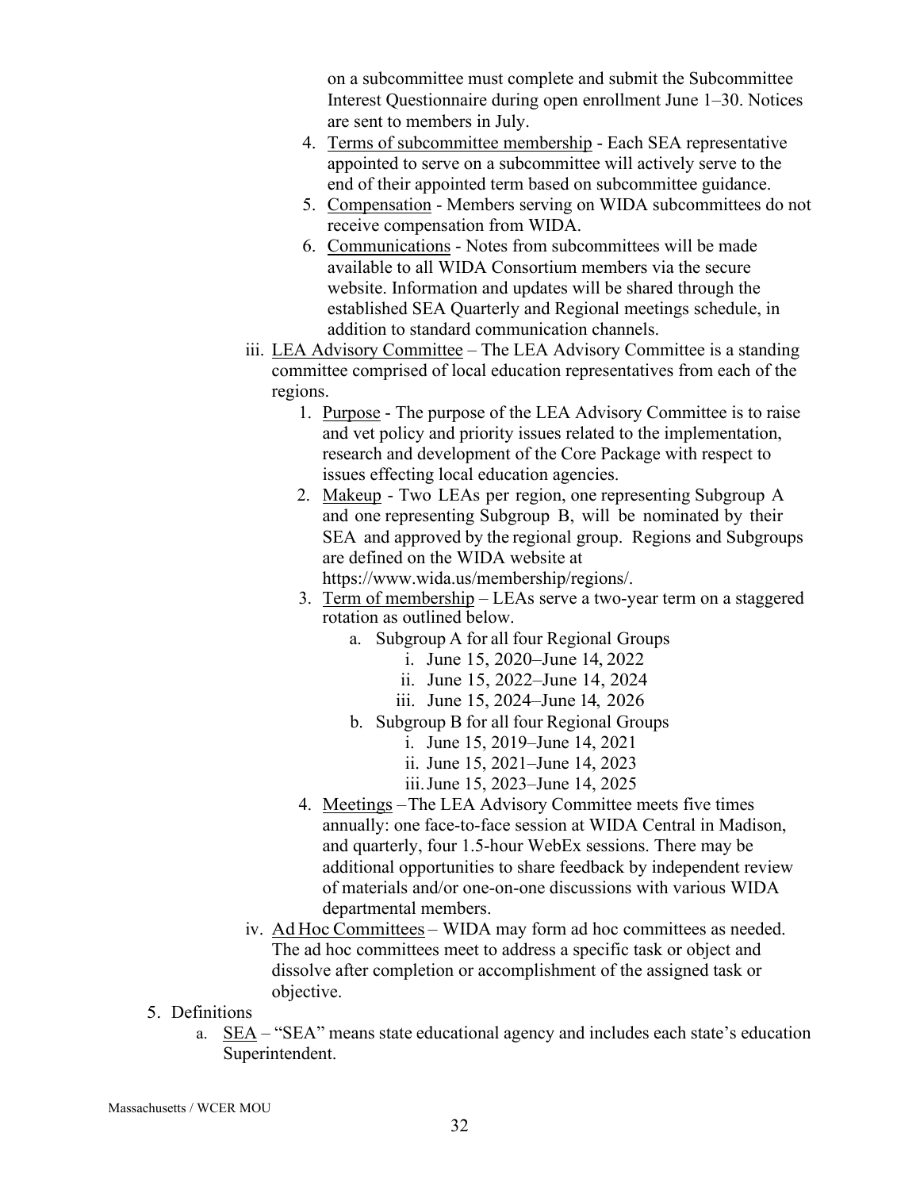on a subcommittee must complete and submit the Subcommittee Interest Questionnaire during open enrollment June 1–30. Notices are sent to members in July.

4. Terms of subcommittee membership - Each SEA representative appointed to serve on a subcommittee will actively serve to the end of their appointed term based on subcommittee guidance.
5. Compensation - Members serving on WIDA subcommittees do not receive compensation from WIDA.
6. Communications - Notes from subcommittees will be made available to all WIDA Consortium members via the secure website. Information and updates will be shared through the established SEA Quarterly and Regional meetings schedule, in addition to standard communication channels.

iii. LEA Advisory Committee – The LEA Advisory Committee is a standing committee comprised of local education representatives from each of the regions.

1. Purpose - The purpose of the LEA Advisory Committee is to raise and vet policy and priority issues related to the implementation, research and development of the Core Package with respect to issues effecting local education agencies.
2. Makeup - Two LEAs per region, one representing Subgroup A and one representing Subgroup B, will be nominated by their SEA and approved by the regional group. Regions and Subgroups are defined on the WIDA website at https://www.wida.us/membership/regions/.
3. Term of membership – LEAs serve a two-year term on a staggered rotation as outlined below.
    a. Subgroup A for all four Regional Groups
        i. June 15, 2020–June 14, 2022
        ii. June 15, 2022–June 14, 2024
        iii. June 15, 2024–June 14, 2026
    b. Subgroup B for all four Regional Groups
        i. June 15, 2019–June 14, 2021
        ii. June 15, 2021–June 14, 2023
        iii. June 15, 2023–June 14, 2025
4. Meetings – The LEA Advisory Committee meets five times annually: one face-to-face session at WIDA Central in Madison, and quarterly, four 1.5-hour WebEx sessions. There may be additional opportunities to share feedback by independent review of materials and/or one-on-one discussions with various WIDA departmental members.

iv. Ad Hoc Committees – WIDA may form ad hoc committees as needed. The ad hoc committees meet to address a specific task or object and dissolve after completion or accomplishment of the assigned task or objective.

5. Definitions
    a. SEA – "SEA" means state educational agency and includes each state's education Superintendent.

Massachusetts / WCER MOU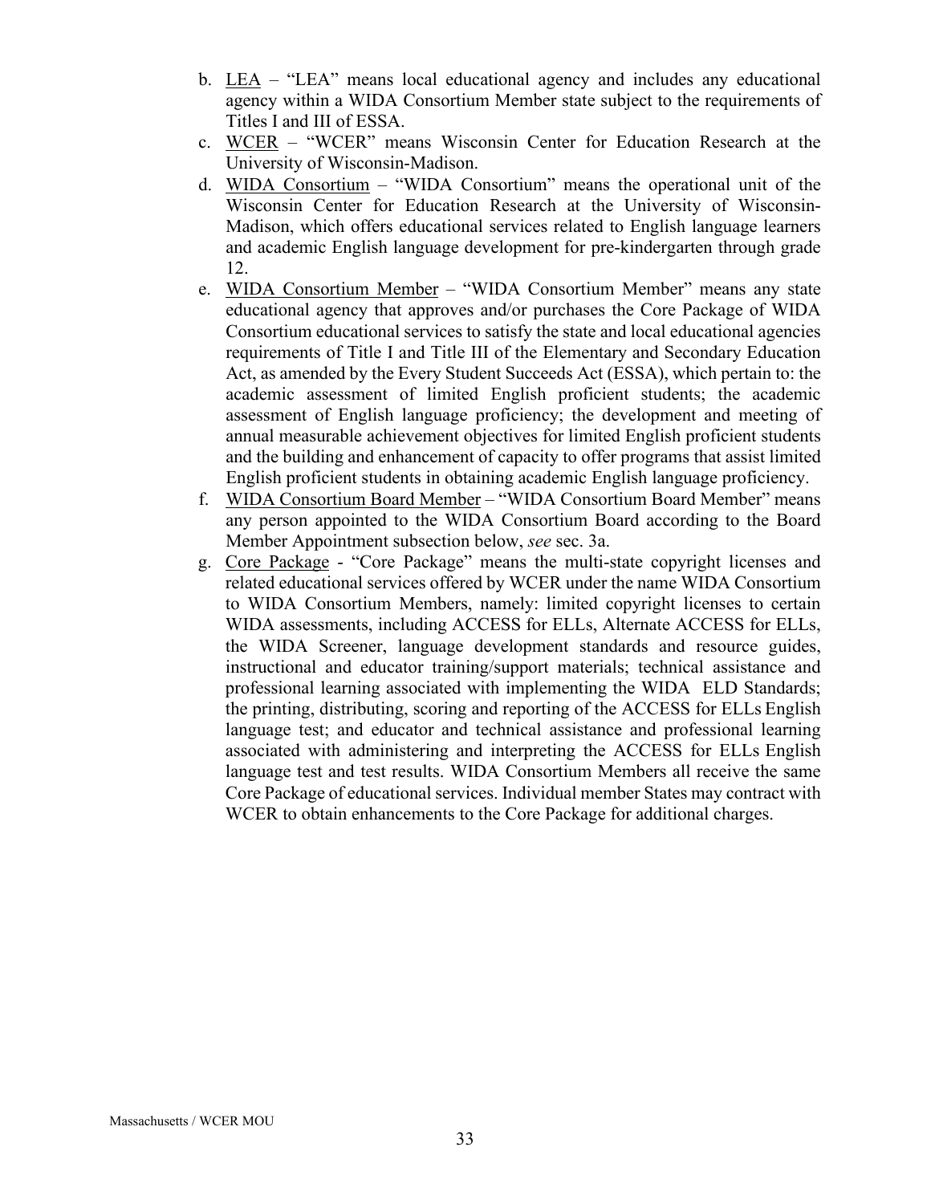b. <u>LEA</u> – "LEA" means local educational agency and includes any educational agency within a WIDA Consortium Member state subject to the requirements of Titles I and III of ESSA.

c. <u>WCER</u> – "WCER" means Wisconsin Center for Education Research at the University of Wisconsin-Madison.

d. <u>WIDA Consortium</u> – "WIDA Consortium" means the operational unit of the Wisconsin Center for Education Research at the University of Wisconsin-Madison, which offers educational services related to English language learners and academic English language development for pre-kindergarten through grade 12.

e. <u>WIDA Consortium Member</u> – "WIDA Consortium Member" means any state educational agency that approves and/or purchases the Core Package of WIDA Consortium educational services to satisfy the state and local educational agencies requirements of Title I and Title III of the Elementary and Secondary Education Act, as amended by the Every Student Succeeds Act (ESSA), which pertain to: the academic assessment of limited English proficient students; the academic assessment of English language proficiency; the development and meeting of annual measurable achievement objectives for limited English proficient students and the building and enhancement of capacity to offer programs that assist limited English proficient students in obtaining academic English language proficiency.

f. <u>WIDA Consortium Board Member</u> – "WIDA Consortium Board Member" means any person appointed to the WIDA Consortium Board according to the Board Member Appointment subsection below, *see* sec. 3a.

g. <u>Core Package</u> - "Core Package" means the multi-state copyright licenses and related educational services offered by WCER under the name WIDA Consortium to WIDA Consortium Members, namely: limited copyright licenses to certain WIDA assessments, including ACCESS for ELLs, Alternate ACCESS for ELLs, the WIDA Screener, language development standards and resource guides, instructional and educator training/support materials; technical assistance and professional learning associated with implementing the WIDA ELD Standards; the printing, distributing, scoring and reporting of the ACCESS for ELLs English language test; and educator and technical assistance and professional learning associated with administering and interpreting the ACCESS for ELLs English language test and test results. WIDA Consortium Members all receive the same Core Package of educational services. Individual member States may contract with WCER to obtain enhancements to the Core Package for additional charges.